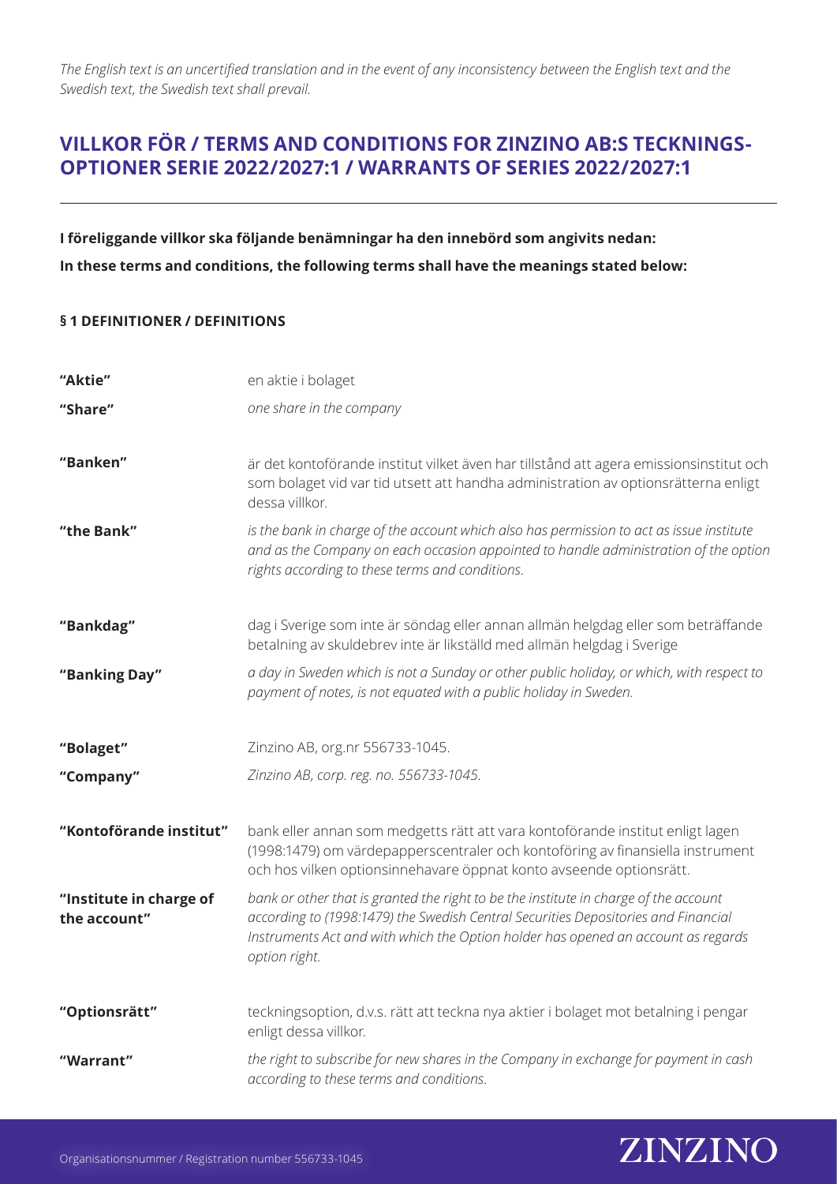*The English text is an uncertified translation and in the event of any inconsistency between the English text and the Swedish text, the Swedish text shall prevail.*

# VILLKOR FÖR / TERMS AND CONDITIONS FOR ZINZINO AB:S TECKNINGS-OPTIONER SERIE 2022/2027:1 / WARRANTS OF SERIES 2022/2027:1

**I föreliggande villkor ska följande benämningar ha den innebörd som angivits nedan:**

**In these terms and conditions, the following terms shall have the meanings stated below:**

### § 1 DEFINITIONER / DEFINITIONS

| | |
|---|---|
| **"Aktie"** | en aktie i bolaget |
| **"Share"** | *one share in the company* |
| **"Banken"** | är det kontoförande institut vilket även har tillstånd att agera emissionsinstitut och som bolaget vid var tid utsett att handha administration av optionsrätterna enligt dessa villkor. |
| **"the Bank"** | *is the bank in charge of the account which also has permission to act as issue institute and as the Company on each occasion appointed to handle administration of the option rights according to these terms and conditions.* |
| **"Bankdag"** | dag i Sverige som inte är söndag eller annan allmän helgdag eller som beträffande betalning av skuldebrev inte är likställd med allmän helgdag i Sverige |
| **"Banking Day"** | *a day in Sweden which is not a Sunday or other public holiday, or which, with respect to payment of notes, is not equated with a public holiday in Sweden.* |
| **"Bolaget"** | Zinzino AB, org.nr 556733-1045. |
| **"Company"** | *Zinzino AB, corp. reg. no. 556733-1045.* |
| **"Kontoförande institut"** | bank eller annan som medgetts rätt att vara kontoförande institut enligt lagen (1998:1479) om värdepapperscentraler och kontoföring av finansiella instrument och hos vilken optionsinnehavare öppnat konto avseende optionsrätt. |
| **"Institute in charge of the account"** | *bank or other that is granted the right to be the institute in charge of the account according to (1998:1479) the Swedish Central Securities Depositories and Financial Instruments Act and with which the Option holder has opened an account as regards option right.* |
| **"Optionsrätt"** | teckningsoption, d.v.s. rätt att teckna nya aktier i bolaget mot betalning i pengar enligt dessa villkor. |
| **"Warrant"** | *the right to subscribe for new shares in the Company in exchange for payment in cash according to these terms and conditions.* |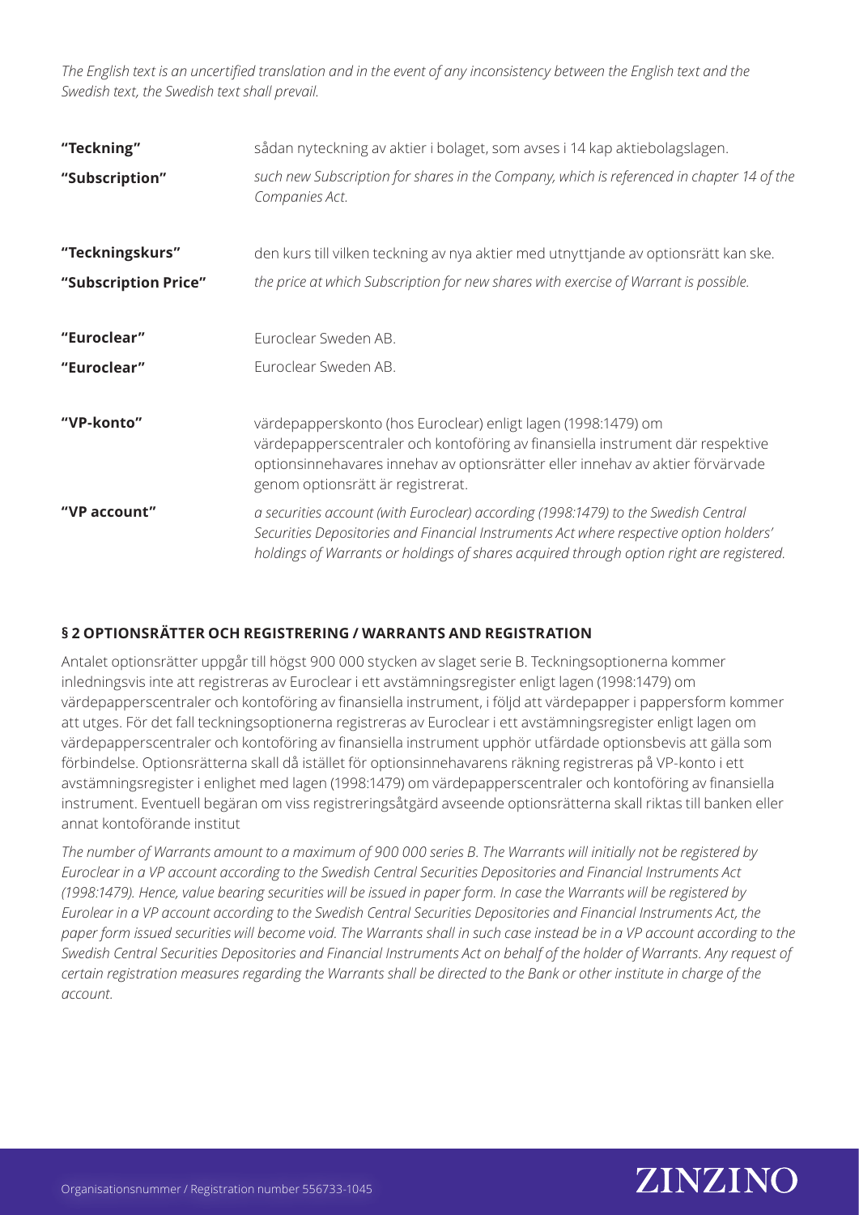*The English text is an uncertified translation and in the event of any inconsistency between the English text and the Swedish text, the Swedish text shall prevail.*

| | |
|---|---|
| **"Teckning"** | sådan nyteckning av aktier i bolaget, som avses i 14 kap aktiebolagslagen. |
| **"Subscription"** | *such new Subscription for shares in the Company, which is referenced in chapter 14 of the Companies Act.* |
| **"Teckningskurs"** | den kurs till vilken teckning av nya aktier med utnyttjande av optionsrätt kan ske. |
| **"Subscription Price"** | *the price at which Subscription for new shares with exercise of Warrant is possible.* |
| **"Euroclear"** | Euroclear Sweden AB. |
| **"Euroclear"** | Euroclear Sweden AB. |
| **"VP-konto"** | värdepapperskonto (hos Euroclear) enligt lagen (1998:1479) om värdepapperscentraler och kontoföring av finansiella instrument där respektive optionsinnehavares innehav av optionsrätter eller innehav av aktier förvärvade genom optionsrätt är registrerat. |
| **"VP account"** | *a securities account (with Euroclear) according (1998:1479) to the Swedish Central Securities Depositories and Financial Instruments Act where respective option holders' holdings of Warrants or holdings of shares acquired through option right are registered.* |

**§ 2 OPTIONSRÄTTER OCH REGISTRERING / WARRANTS AND REGISTRATION**

Antalet optionsrätter uppgår till högst 900 000 stycken av slaget serie B. Teckningsoptionerna kommer inledningsvis inte att registreras av Euroclear i ett avstämningsregister enligt lagen (1998:1479) om värdepapperscentraler och kontoföring av finansiella instrument, i följd att värdepapper i pappersform kommer att utges. För det fall teckningsoptionerna registreras av Euroclear i ett avstämningsregister enligt lagen om värdepapperscentraler och kontoföring av finansiella instrument upphör utfärdade optionsbevis att gälla som förbindelse. Optionsrätterna skall då istället för optionsinnehavarens räkning registreras på VP-konto i ett avstämningsregister i enlighet med lagen (1998:1479) om värdepapperscentraler och kontoföring av finansiella instrument. Eventuell begäran om viss registreringsåtgärd avseende optionsrätterna skall riktas till banken eller annat kontoförande institut

*The number of Warrants amount to a maximum of 900 000 series B. The Warrants will initially not be registered by Euroclear in a VP account according to the Swedish Central Securities Depositories and Financial Instruments Act (1998:1479). Hence, value bearing securities will be issued in paper form. In case the Warrants will be registered by Eurolear in a VP account according to the Swedish Central Securities Depositories and Financial Instruments Act, the paper form issued securities will become void. The Warrants shall in such case instead be in a VP account according to the Swedish Central Securities Depositories and Financial Instruments Act on behalf of the holder of Warrants. Any request of certain registration measures regarding the Warrants shall be directed to the Bank or other institute in charge of the account.*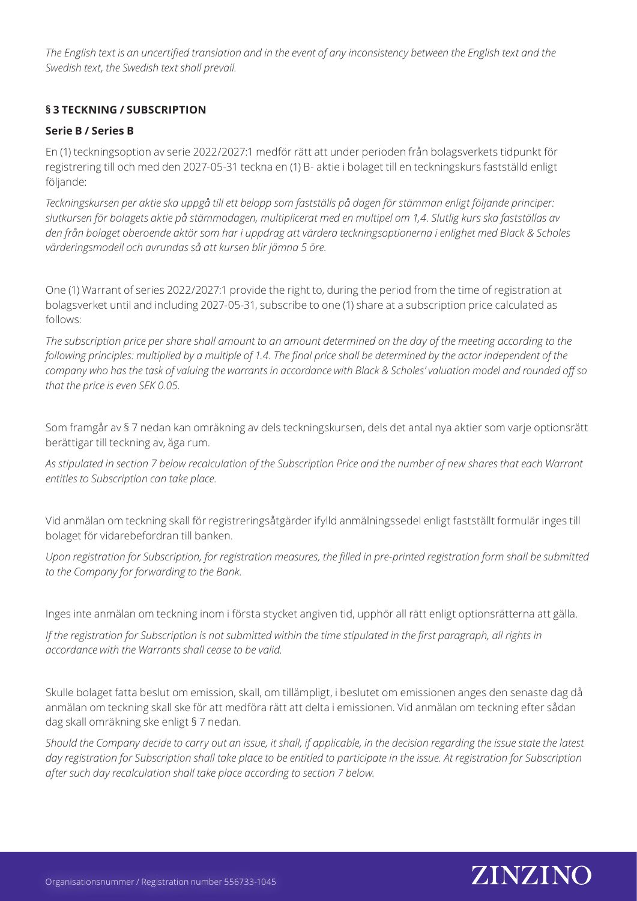*The English text is an uncertified translation and in the event of any inconsistency between the English text and the Swedish text, the Swedish text shall prevail.*

### § 3 TECKNING / SUBSCRIPTION

#### Serie B / Series B

En (1) teckningsoption av serie 2022/2027:1 medför rätt att under perioden från bolagsverkets tidpunkt för registrering till och med den 2027-05-31 teckna en (1) B- aktie i bolaget till en teckningskurs fastställd enligt följande:

*Teckningskursen per aktie ska uppgå till ett belopp som fastställs på dagen för stämman enligt följande principer: slutkursen för bolagets aktie på stämmodagen, multiplicerat med en multipel om 1,4. Slutlig kurs ska fastställas av den från bolaget oberoende aktör som har i uppdrag att värdera teckningsoptionerna i enlighet med Black & Scholes värderingsmodell och avrundas så att kursen blir jämna 5 öre.*

One (1) Warrant of series 2022/2027:1 provide the right to, during the period from the time of registration at bolagsverket until and including 2027-05-31, subscribe to one (1) share at a subscription price calculated as follows:

*The subscription price per share shall amount to an amount determined on the day of the meeting according to the following principles: multiplied by a multiple of 1.4. The final price shall be determined by the actor independent of the company who has the task of valuing the warrants in accordance with Black & Scholes' valuation model and rounded off so that the price is even SEK 0.05.*

Som framgår av § 7 nedan kan omräkning av dels teckningskursen, dels det antal nya aktier som varje optionsrätt berättigar till teckning av, äga rum.

*As stipulated in section 7 below recalculation of the Subscription Price and the number of new shares that each Warrant entitles to Subscription can take place.*

Vid anmälan om teckning skall för registreringsåtgärder ifylld anmälningssedel enligt fastställt formulär inges till bolaget för vidarebefordran till banken.

*Upon registration for Subscription, for registration measures, the filled in pre-printed registration form shall be submitted to the Company for forwarding to the Bank.*

Inges inte anmälan om teckning inom i första stycket angiven tid, upphör all rätt enligt optionsrätterna att gälla.

*If the registration for Subscription is not submitted within the time stipulated in the first paragraph, all rights in accordance with the Warrants shall cease to be valid.*

Skulle bolaget fatta beslut om emission, skall, om tillämpligt, i beslutet om emissionen anges den senaste dag då anmälan om teckning skall ske för att medföra rätt att delta i emissionen. Vid anmälan om teckning efter sådan dag skall omräkning ske enligt § 7 nedan.

*Should the Company decide to carry out an issue, it shall, if applicable, in the decision regarding the issue state the latest day registration for Subscription shall take place to be entitled to participate in the issue. At registration for Subscription after such day recalculation shall take place according to section 7 below.*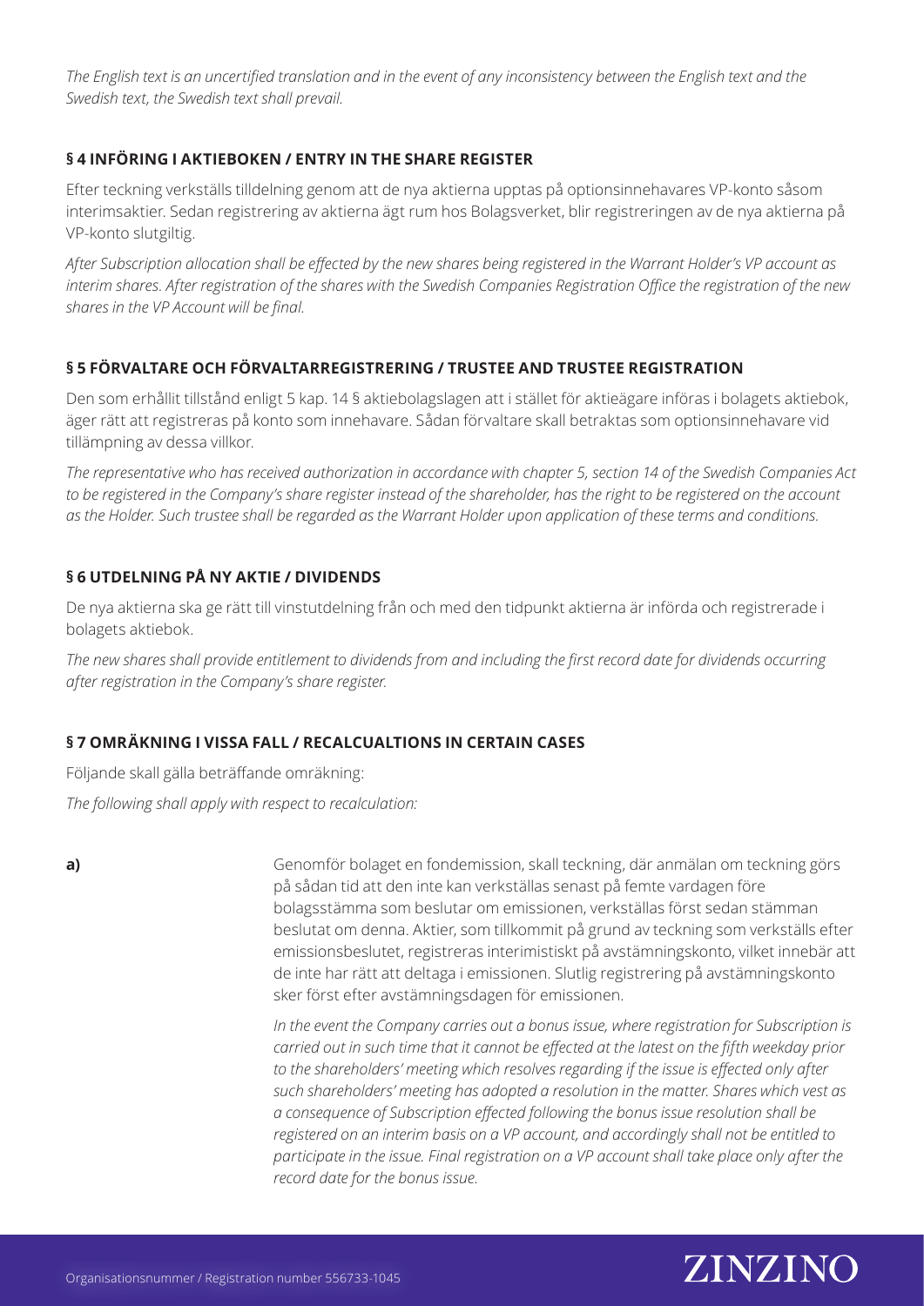*The English text is an uncertified translation and in the event of any inconsistency between the English text and the Swedish text, the Swedish text shall prevail.*

## § 4 INFÖRING I AKTIEBOKEN / ENTRY IN THE SHARE REGISTER

Efter teckning verkställs tilldelning genom att de nya aktierna upptas på optionsinnehavares VP-konto såsom interimsaktier. Sedan registrering av aktierna ägt rum hos Bolagsverket, blir registreringen av de nya aktierna på VP-konto slutgiltig.

*After Subscription allocation shall be effected by the new shares being registered in the Warrant Holder's VP account as interim shares. After registration of the shares with the Swedish Companies Registration Office the registration of the new shares in the VP Account will be final.*

## § 5 FÖRVALTARE OCH FÖRVALTARREGISTRERING / TRUSTEE AND TRUSTEE REGISTRATION

Den som erhållit tillstånd enligt 5 kap. 14 § aktiebolagslagen att i stället för aktieägare införas i bolagets aktiebok, äger rätt att registreras på konto som innehavare. Sådan förvaltare skall betraktas som optionsinnehavare vid tillämpning av dessa villkor.

*The representative who has received authorization in accordance with chapter 5, section 14 of the Swedish Companies Act to be registered in the Company's share register instead of the shareholder, has the right to be registered on the account as the Holder. Such trustee shall be regarded as the Warrant Holder upon application of these terms and conditions.*

## § 6 UTDELNING PÅ NY AKTIE / DIVIDENDS

De nya aktierna ska ge rätt till vinstutdelning från och med den tidpunkt aktierna är införda och registrerade i bolagets aktiebok.

*The new shares shall provide entitlement to dividends from and including the first record date for dividends occurring after registration in the Company's share register.*

## § 7 OMRÄKNING I VISSA FALL / RECALCUALTIONS IN CERTAIN CASES

Följande skall gälla beträffande omräkning:

*The following shall apply with respect to recalculation:*

**a)** Genomför bolaget en fondemission, skall teckning, där anmälan om teckning görs på sådan tid att den inte kan verkställas senast på femte vardagen före bolagsstämma som beslutar om emissionen, verkställas först sedan stämman beslutat om denna. Aktier, som tillkommit på grund av teckning som verkställs efter emissionsbeslutet, registreras interimistiskt på avstämningskonto, vilket innebär att de inte har rätt att deltaga i emissionen. Slutlig registrering på avstämningskonto sker först efter avstämningsdagen för emissionen.

*In the event the Company carries out a bonus issue, where registration for Subscription is carried out in such time that it cannot be effected at the latest on the fifth weekday prior to the shareholders' meeting which resolves regarding if the issue is effected only after such shareholders' meeting has adopted a resolution in the matter. Shares which vest as a consequence of Subscription effected following the bonus issue resolution shall be registered on an interim basis on a VP account, and accordingly shall not be entitled to participate in the issue. Final registration on a VP account shall take place only after the record date for the bonus issue.*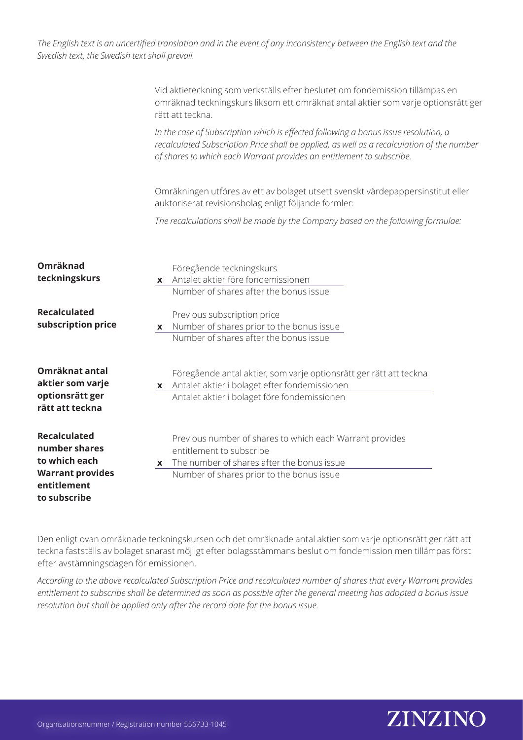*The English text is an uncertified translation and in the event of any inconsistency between the English text and the Swedish text, the Swedish text shall prevail.*

Vid aktieteckning som verkställs efter beslutet om fondemission tillämpas en omräknad teckningskurs liksom ett omräknat antal aktier som varje optionsrätt ger rätt att teckna.

*In the case of Subscription which is effected following a bonus issue resolution, a recalculated Subscription Price shall be applied, as well as a recalculation of the number of shares to which each Warrant provides an entitlement to subscribe.*

Omräkningen utförs av ett av bolaget utsett svenskt värdepappersinstitut eller auktoriserat revisionsbolag enligt följande formler:

*The recalculations shall be made by the Company based on the following formulae:*

**Omräknad teckningskurs**

$$\text{Omräknad teckningskurs} = \frac{\text{Föregående teckningskurs} \times \text{Antalet aktier före fondemissionen}}{\text{Number of shares after the bonus issue}}$$

**Recalculated subscription price**

$$\text{Recalculated subscription price} = \frac{\text{Previous subscription price} \times \text{Number of shares prior to the bonus issue}}{\text{Number of shares after the bonus issue}}$$

**Omräknat antal aktier som varje optionsrätt ger rätt att teckna**

$$\text{Omräknat antal aktier som varje optionsrätt ger rätt att teckna} = \frac{\text{Föregående antal aktier, som varje optionsrätt ger rätt att teckna} \times \text{Antalet aktier i bolaget efter fondemissionen}}{\text{Antalet aktier i bolaget före fondemissionen}}$$

**Recalculated number shares to which each Warrant provides entitlement to subscribe**

$$\text{Recalculated number shares to which each Warrant provides entitlement to subscribe} = \frac{\text{Previous number of shares to which each Warrant provides entitlement to subscribe} \times \text{The number of shares after the bonus issue}}{\text{Number of shares prior to the bonus issue}}$$

Den enligt ovan omräknade teckningskursen och det omräknade antal aktier som varje optionsrätt ger rätt att teckna fastställs av bolaget snarast möjligt efter bolagsstämmans beslut om fondemission men tillämpas först efter avstämningsdagen för emissionen.

*According to the above recalculated Subscription Price and recalculated number of shares that every Warrant provides entitlement to subscribe shall be determined as soon as possible after the general meeting has adopted a bonus issue resolution but shall be applied only after the record date for the bonus issue.*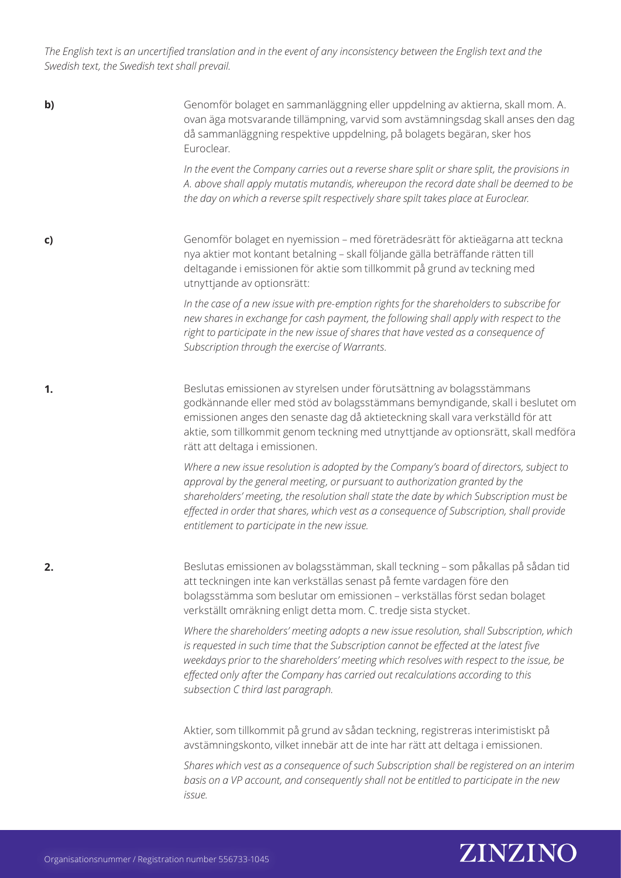*The English text is an uncertified translation and in the event of any inconsistency between the English text and the Swedish text, the Swedish text shall prevail.*

**b)** Genomför bolaget en sammanläggning eller uppdelning av aktierna, skall mom. A. ovan äga motsvarande tillämpning, varvid som avstämningsdag skall anses den dag då sammanläggning respektive uppdelning, på bolagets begäran, sker hos Euroclear.

*In the event the Company carries out a reverse share split or share split, the provisions in A. above shall apply mutatis mutandis, whereupon the record date shall be deemed to be the day on which a reverse spilt respectively share spilt takes place at Euroclear.*

**c)** Genomför bolaget en nyemission – med företrädesrätt för aktieägarna att teckna nya aktier mot kontant betalning – skall följande gälla beträffande rätten till deltagande i emissionen för aktie som tillkommit på grund av teckning med utnyttjande av optionsrätt:

*In the case of a new issue with pre-emption rights for the shareholders to subscribe for new shares in exchange for cash payment, the following shall apply with respect to the right to participate in the new issue of shares that have vested as a consequence of Subscription through the exercise of Warrants.*

**1.** Beslutas emissionen av styrelsen under förutsättning av bolagsstämmans godkännande eller med stöd av bolagsstämmans bemyndigande, skall i beslutet om emissionen anges den senaste dag då aktieteckning skall vara verkställd för att aktie, som tillkommit genom teckning med utnyttjande av optionsrätt, skall medföra rätt att deltaga i emissionen.

*Where a new issue resolution is adopted by the Company's board of directors, subject to approval by the general meeting, or pursuant to authorization granted by the shareholders' meeting, the resolution shall state the date by which Subscription must be effected in order that shares, which vest as a consequence of Subscription, shall provide entitlement to participate in the new issue.*

**2.** Beslutas emissionen av bolagsstämman, skall teckning – som påkallas på sådan tid att teckningen inte kan verkställas senast på femte vardagen före den bolagsstämma som beslutar om emissionen – verkställas först sedan bolaget verkställt omräkning enligt detta mom. C. tredje sista stycket.

*Where the shareholders' meeting adopts a new issue resolution, shall Subscription, which is requested in such time that the Subscription cannot be effected at the latest five weekdays prior to the shareholders' meeting which resolves with respect to the issue, be effected only after the Company has carried out recalculations according to this subsection C third last paragraph.*

Aktier, som tillkommit på grund av sådan teckning, registreras interimistiskt på avstämningskonto, vilket innebär att de inte har rätt att deltaga i emissionen.

*Shares which vest as a consequence of such Subscription shall be registered on an interim basis on a VP account, and consequently shall not be entitled to participate in the new issue.*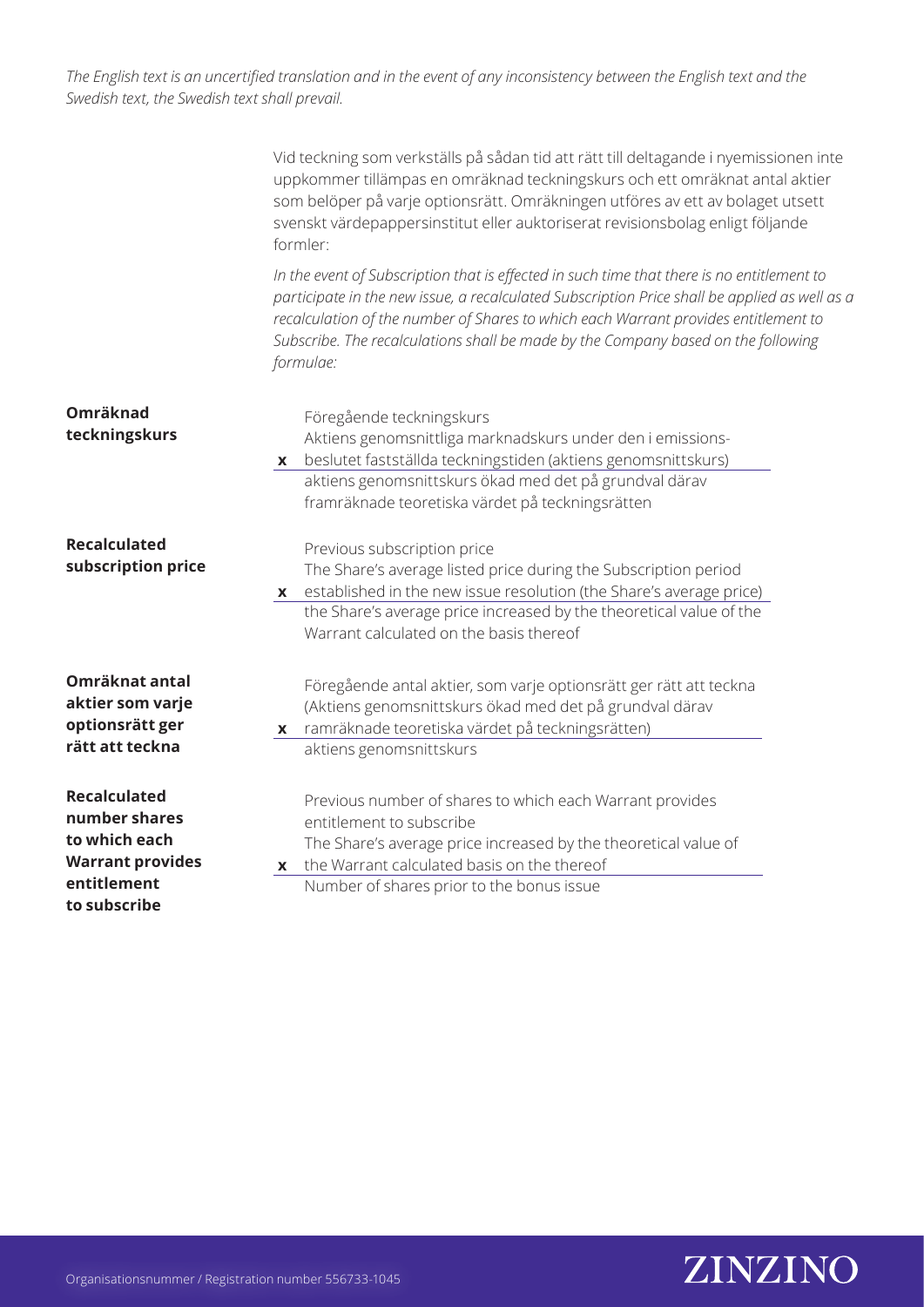*The English text is an uncertified translation and in the event of any inconsistency between the English text and the Swedish text, the Swedish text shall prevail.*

Vid teckning som verkställs på sådan tid att rätt till deltagande i nyemissionen inte uppkommer tillämpas en omräknad teckningskurs och ett omräknat antal aktier som belöper på varje optionsrätt. Omräkningen utförs av ett av bolaget utsett svenskt värdepappersinstitut eller auktoriserat revisionsbolag enligt följande formler:

*In the event of Subscription that is effected in such time that there is no entitlement to participate in the new issue, a recalculated Subscription Price shall be applied as well as a recalculation of the number of Shares to which each Warrant provides entitlement to Subscribe. The recalculations shall be made by the Company based on the following formulae:*

**Omräknad teckningskurs**

$$\text{Omräknad teckningskurs} = \frac{\text{Föregående teckningskurs} \times \text{Aktiens genomsnittliga marknadskurs under den i emissionsbeslutet fastställda teckningstiden (aktiens genomsnittskurs)}}{\text{aktiens genomsnittskurs ökad med det på grundval därav framräknade teoretiska värdet på teckningsrätten}}$$

**Recalculated subscription price**

$$\text{Recalculated subscription price} = \frac{\text{Previous subscription price} \times \text{The Share's average listed price during the Subscription period established in the new issue resolution (the Share's average price)}}{\text{the Share's average price increased by the theoretical value of the Warrant calculated on the basis thereof}}$$

**Omräknat antal aktier som varje optionsrätt ger rätt att teckna**

$$\text{Omräknat antal aktier} = \frac{\text{Föregående antal aktier, som varje optionsrätt ger rätt att teckna} \times \text{(Aktiens genomsnittskurs ökad med det på grundval därav ramräknade teoretiska värdet på teckningsrätten)}}{\text{aktiens genomsnittskurs}}$$

**Recalculated number shares to which each Warrant provides entitlement to subscribe**

$$\text{Recalculated number of shares} = \frac{\text{Previous number of shares to which each Warrant provides entitlement to subscribe} \times \text{The Share's average price increased by the theoretical value of the Warrant calculated basis on the thereof}}{\text{Number of shares prior to the bonus issue}}$$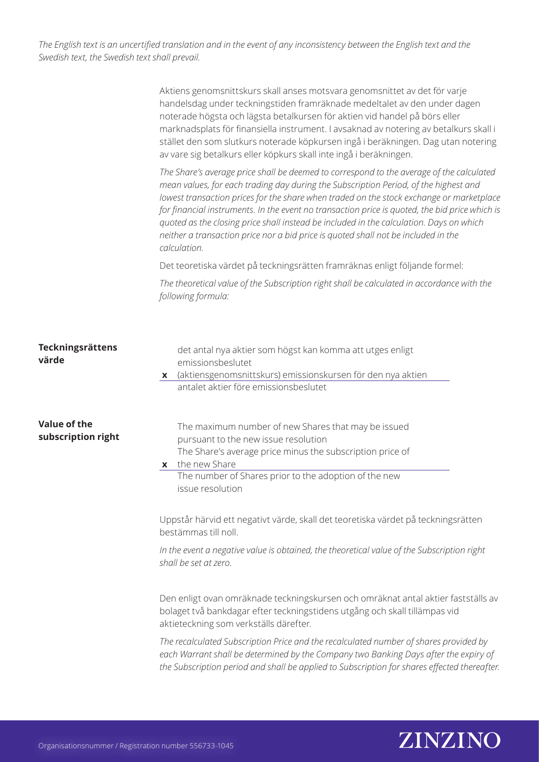*The English text is an uncertified translation and in the event of any inconsistency between the English text and the Swedish text, the Swedish text shall prevail.*

Aktiens genomsnittskurs skall anses motsvara genomsnittet av det för varje handelsdag under teckningstiden framräknade medeltalet av den under dagen noterade högsta och lägsta betalkursen för aktien vid handel på börs eller marknadsplats för finansiella instrument. I avsaknad av notering av betalkurs skall i stället den som slutkurs noterade köpkursen ingå i beräkningen. Dag utan notering av vare sig betalkurs eller köpkurs skall inte ingå i beräkningen.

*The Share's average price shall be deemed to correspond to the average of the calculated mean values, for each trading day during the Subscription Period, of the highest and lowest transaction prices for the share when traded on the stock exchange or marketplace for financial instruments. In the event no transaction price is quoted, the bid price which is quoted as the closing price shall instead be included in the calculation. Days on which neither a transaction price nor a bid price is quoted shall not be included in the calculation.*

Det teoretiska värdet på teckningsrätten framräknas enligt följande formel:

*The theoretical value of the Subscription right shall be calculated in accordance with the following formula:*

**Teckningsrättens värde**

$$\frac{\text{det antal nya aktier som högst kan komma att utges enligt emissionsbeslutet} \times \text{(aktiensgenomsnittskurs) emissionskursen för den nya aktien}}{\text{antalet aktier före emissionsbeslutet}}$$

**Value of the subscription right**

$$\frac{\text{The maximum number of new Shares that may be issued pursuant to the new issue resolution} \times \text{The Share's average price minus the subscription price of the new Share}}{\text{The number of Shares prior to the adoption of the new issue resolution}}$$

Uppstår härvid ett negativt värde, skall det teoretiska värdet på teckningsrätten bestämmas till noll.

*In the event a negative value is obtained, the theoretical value of the Subscription right shall be set at zero.*

Den enligt ovan omräknade teckningskursen och omräknat antal aktier fastställs av bolaget två bankdagar efter teckningstidens utgång och skall tillämpas vid aktieteckning som verkställs därefter.

*The recalculated Subscription Price and the recalculated number of shares provided by each Warrant shall be determined by the Company two Banking Days after the expiry of the Subscription period and shall be applied to Subscription for shares effected thereafter.*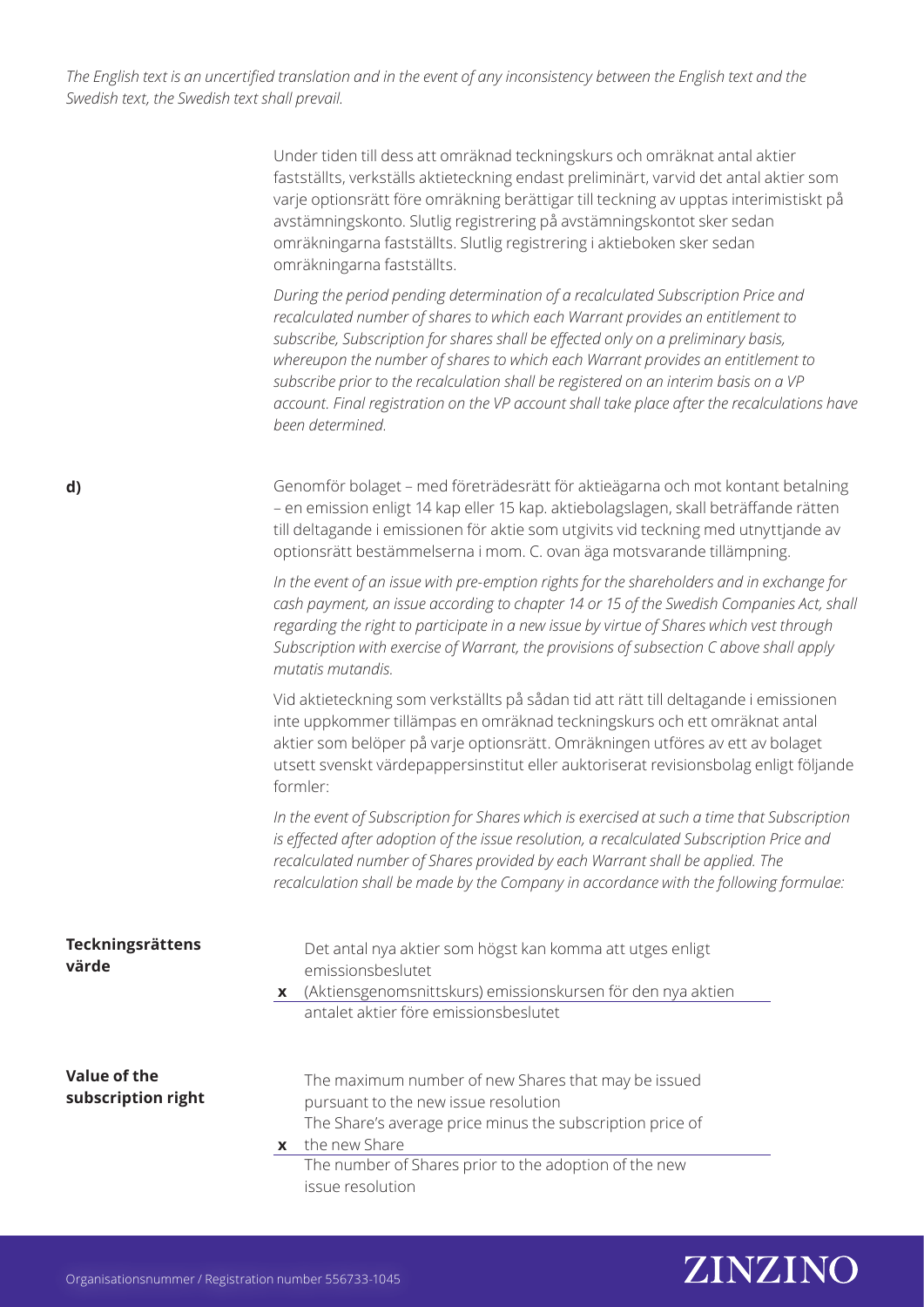*The English text is an uncertified translation and in the event of any inconsistency between the English text and the Swedish text, the Swedish text shall prevail.*

Under tiden till dess att omräknad teckningskurs och omräknat antal aktier fastställts, verkställs aktieteckning endast preliminärt, varvid det antal aktier som varje optionsrätt före omräkning berättigar till teckning av upptas interimistiskt på avstämningskonto. Slutlig registrering på avstämningskontot sker sedan omräkningarna fastställts. Slutlig registrering i aktieboken sker sedan omräkningarna fastställts.

*During the period pending determination of a recalculated Subscription Price and recalculated number of shares to which each Warrant provides an entitlement to subscribe, Subscription for shares shall be effected only on a preliminary basis, whereupon the number of shares to which each Warrant provides an entitlement to subscribe prior to the recalculation shall be registered on an interim basis on a VP account. Final registration on the VP account shall take place after the recalculations have been determined.*

**d)**

Genomför bolaget – med företrädesrätt för aktieägarna och mot kontant betalning – en emission enligt 14 kap eller 15 kap. aktiebolagslagen, skall beträffande rätten till deltagande i emissionen för aktie som utgivits vid teckning med utnyttjande av optionsrätt bestämmelserna i mom. C. ovan äga motsvarande tillämpning.

*In the event of an issue with pre-emption rights for the shareholders and in exchange for cash payment, an issue according to chapter 14 or 15 of the Swedish Companies Act, shall regarding the right to participate in a new issue by virtue of Shares which vest through Subscription with exercise of Warrant, the provisions of subsection C above shall apply mutatis mutandis.*

Vid aktieteckning som verkställts på sådan tid att rätt till deltagande i emissionen inte uppkommer tillämpas en omräknad teckningskurs och ett omräknat antal aktier som belöper på varje optionsrätt. Omräkningen utförs av ett av bolaget utsett svenskt värdepappersinstitut eller auktoriserat revisionsbolag enligt följande formler:

*In the event of Subscription for Shares which is exercised at such a time that Subscription is effected after adoption of the issue resolution, a recalculated Subscription Price and recalculated number of Shares provided by each Warrant shall be applied. The recalculation shall be made by the Company in accordance with the following formulae:*

**Teckningsrättens värde**

$$\frac{\text{Det antal nya aktier som högst kan komma att utges enligt emissionsbeslutet} \times \text{(Aktiensgenomsnittskurs) emissionskursen för den nya aktien}}{\text{antalet aktier före emissionsbeslutet}}$$

**Value of the subscription right**

$$\frac{\text{The maximum number of new Shares that may be issued pursuant to the new issue resolution} \times \text{The Share's average price minus the subscription price of the new Share}}{\text{The number of Shares prior to the adoption of the new issue resolution}}$$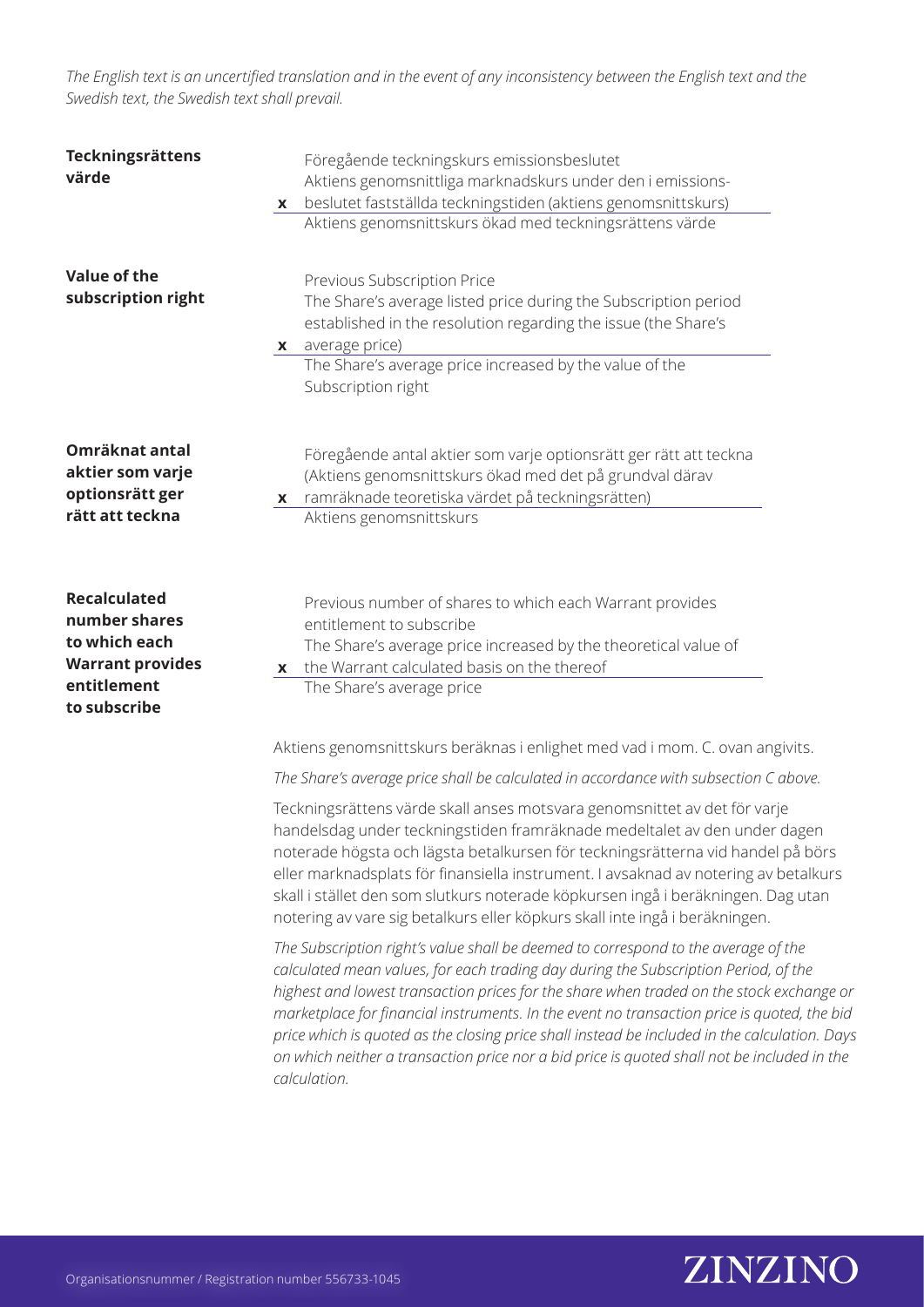*The English text is an uncertified translation and in the event of any inconsistency between the English text and the Swedish text, the Swedish text shall prevail.*

**Teckningsrättens värde**

$$\text{Föregående teckningskurs emissionsbeslutet} \times \frac{\text{Aktiens genomsnittliga marknadskurs under den i emissionsbeslutet fastställda teckningstiden (aktiens genomsnittskurs)}}{\text{Aktiens genomsnittskurs ökad med teckningsrättens värde}}$$

**Value of the subscription right**

$$\text{Previous Subscription Price} \times \frac{\text{The Share's average listed price during the Subscription period established in the resolution regarding the issue (the Share's average price)}}{\text{The Share's average price increased by the value of the Subscription right}}$$

**Omräknat antal aktier som varje optionsrätt ger rätt att teckna**

$$\text{Föregående antal aktier som varje optionsrätt ger rätt att teckna} \times \frac{\text{(Aktiens genomsnittskurs ökad med det på grundval därav ramräknade teoretiska värdet på teckningsrätten)}}{\text{Aktiens genomsnittskurs}}$$

**Recalculated number shares to which each Warrant provides entitlement to subscribe**

$$\text{Previous number of shares to which each Warrant provides entitlement to subscribe} \times \frac{\text{The Share's average price increased by the theoretical value of the Warrant calculated basis on the thereof}}{\text{The Share's average price}}$$

Aktiens genomsnittskurs beräknas i enlighet med vad i mom. C. ovan angivits.

*The Share's average price shall be calculated in accordance with subsection C above.*

Teckningsrättens värde skall anses motsvara genomsnittet av det för varje handelsdag under teckningstiden framräknade medeltalet av den under dagen noterade högsta och lägsta betalkursen för teckningsrätterna vid handel på börs eller marknadsplats för finansiella instrument. I avsaknad av notering av betalkurs skall i stället den som slutkurs noterade köpkursen ingå i beräkningen. Dag utan notering av vare sig betalkurs eller köpkurs skall inte ingå i beräkningen.

*The Subscription right's value shall be deemed to correspond to the average of the calculated mean values, for each trading day during the Subscription Period, of the highest and lowest transaction prices for the share when traded on the stock exchange or marketplace for financial instruments. In the event no transaction price is quoted, the bid price which is quoted as the closing price shall instead be included in the calculation. Days on which neither a transaction price nor a bid price is quoted shall not be included in the calculation.*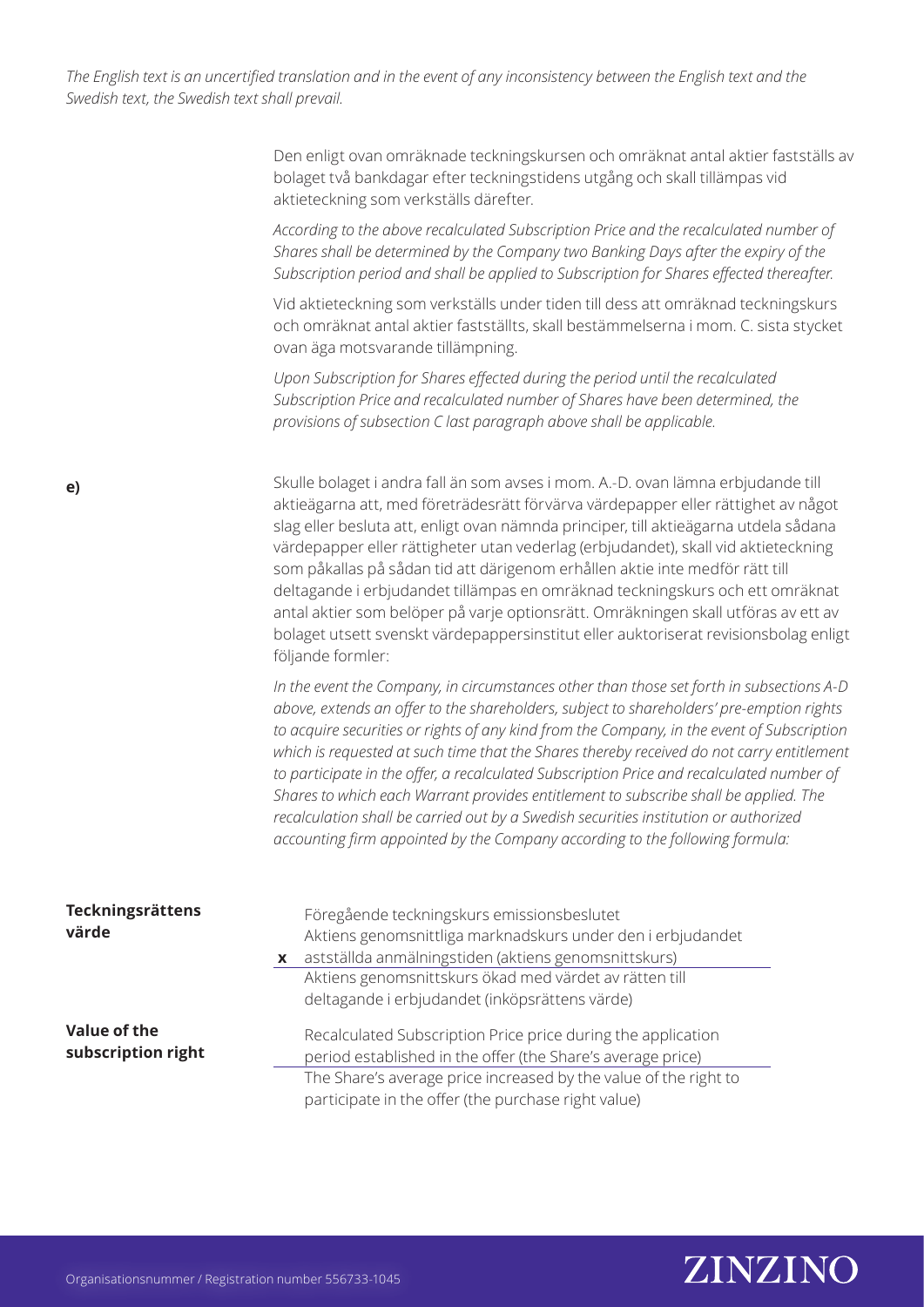*The English text is an uncertified translation and in the event of any inconsistency between the English text and the Swedish text, the Swedish text shall prevail.*

Den enligt ovan omräknade teckningskursen och omräknat antal aktier fastställs av bolaget två bankdagar efter teckningstidens utgång och skall tillämpas vid aktieteckning som verkställs därefter.

*According to the above recalculated Subscription Price and the recalculated number of Shares shall be determined by the Company two Banking Days after the expiry of the Subscription period and shall be applied to Subscription for Shares effected thereafter.*

Vid aktieteckning som verkställs under tiden till dess att omräknad teckningskurs och omräknat antal aktier fastställts, skall bestämmelserna i mom. C. sista stycket ovan äga motsvarande tillämpning.

*Upon Subscription for Shares effected during the period until the recalculated Subscription Price and recalculated number of Shares have been determined, the provisions of subsection C last paragraph above shall be applicable.*

**e)**

Skulle bolaget i andra fall än som avses i mom. A.-D. ovan lämna erbjudande till aktieägarna att, med företrädesrätt förvärva värdepapper eller rättighet av något slag eller besluta att, enligt ovan nämnda principer, till aktieägarna utdela sådana värdepapper eller rättigheter utan vederlag (erbjudandet), skall vid aktieteckning som påkallas på sådan tid att därigenom erhållen aktie inte medför rätt till deltagande i erbjudandet tillämpas en omräknad teckningskurs och ett omräknat antal aktier som belöper på varje optionsrätt. Omräkningen skall utföras av ett av bolaget utsett svenskt värdepappersinstitut eller auktoriserat revisionsbolag enligt följande formler:

*In the event the Company, in circumstances other than those set forth in subsections A-D above, extends an offer to the shareholders, subject to shareholders' pre-emption rights to acquire securities or rights of any kind from the Company, in the event of Subscription which is requested at such time that the Shares thereby received do not carry entitlement to participate in the offer, a recalculated Subscription Price and recalculated number of Shares to which each Warrant provides entitlement to subscribe shall be applied. The recalculation shall be carried out by a Swedish securities institution or authorized accounting firm appointed by the Company according to the following formula:*

**Teckningsrättens värde**

$$\frac{\text{Föregående teckningskurs emissionsbeslutet} \times \text{Aktiens genomsnittliga marknadskurs under den i erbjudandet astställda anmälningstiden (aktiens genomsnittskurs)}}{\text{Aktiens genomsnittskurs ökad med värdet av rätten till deltagande i erbjudandet (inköpsrättens värde)}}$$

**Value of the subscription right**

$$\frac{\text{Recalculated Subscription Price price during the application period established in the offer (the Share's average price)}}{\text{The Share's average price increased by the value of the right to participate in the offer (the purchase right value)}}$$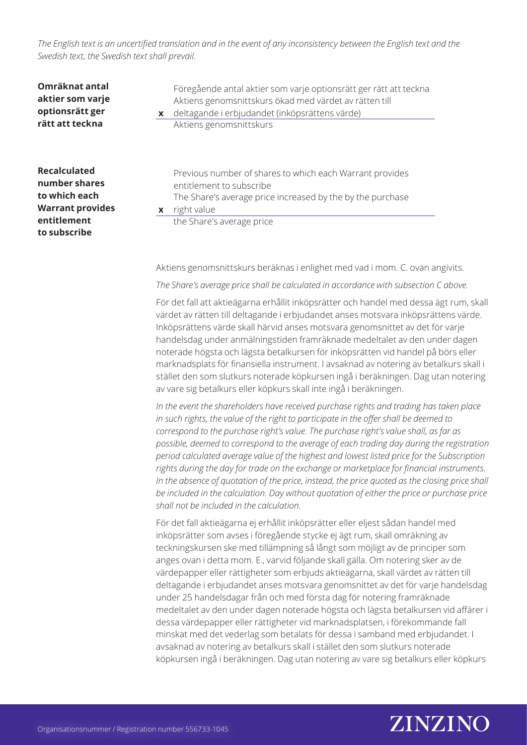*The English text is an uncertified translation and in the event of any inconsistency between the English text and the Swedish text, the Swedish text shall prevail.*

**Omräknat antal aktier som varje optionsrätt ger rätt att teckna**

$$\text{Föregående antal aktier som varje optionsrätt ger rätt att teckna} \times \frac{\text{Aktiens genomsnittskurs ökad med värdet av rätten till deltagande i erbjudandet (inköpsrättens värde)}}{\text{Aktiens genomsnittskurs}}$$

**Recalculated number shares to which each Warrant provides entitlement to subscribe**

$$\text{Previous number of shares to which each Warrant provides entitlement to subscribe} \times \frac{\text{The Share's average price increased by the by the purchase right value}}{\text{the Share's average price}}$$

Aktiens genomsnittskurs beräknas i enlighet med vad i mom. C. ovan angivits.

*The Share's average price shall be calculated in accordance with subsection C above.*

För det fall att aktieägarna erhållit inköpsrätter och handel med dessa ägt rum, skall värdet av rätten till deltagande i erbjudandet anses motsvara inköpsrättens värde. Inköpsrättens värde skall härvid anses motsvara genomsnittet av det för varje handelsdag under anmälningstiden framräknade medeltalet av den under dagen noterade högsta och lägsta betalkursen för inköpsrätten vid handel på börs eller marknadsplats för finansiella instrument. I avsaknad av notering av betalkurs skall i stället den som slutkurs noterade köpkursen ingå i beräkningen. Dag utan notering av vare sig betalkurs eller köpkurs skall inte ingå i beräkningen.

*In the event the shareholders have received purchase rights and trading has taken place in such rights, the value of the right to participate in the offer shall be deemed to correspond to the purchase right's value. The purchase right's value shall, as far as possible, deemed to correspond to the average of each trading day during the registration period calculated average value of the highest and lowest listed price for the Subscription rights during the day for trade on the exchange or marketplace for financial instruments. In the absence of quotation of the price, instead, the price quoted as the closing price shall be included in the calculation. Day without quotation of either the price or purchase price shall not be included in the calculation.*

För det fall aktieägarna ej erhållit inköpsrätter eller eljest sådan handel med inköpsrätter som avses i föregående stycke ej ägt rum, skall omräkning av teckningskursen ske med tillämpning så långt som möjligt av de principer som anges ovan i detta mom. E., varvid följande skall gälla. Om notering sker av de värdepapper eller rättigheter som erbjuds aktieägarna, skall värdet av rätten till deltagande i erbjudandet anses motsvara genomsnittet av det för varje handelsdag under 25 handelsdagar från och med första dag för notering framräknade medeltalet av den under dagen noterade högsta och lägsta betalkursen vid affärer i dessa värdepapper eller rättigheter vid marknadsplatsen, i förekommande fall minskat med det vederlag som betalats för dessa i samband med erbjudandet. I avsaknad av notering av betalkurs skall i stället den som slutkurs noterade köpkursen ingå i beräkningen. Dag utan notering av vare sig betalkurs eller köpkurs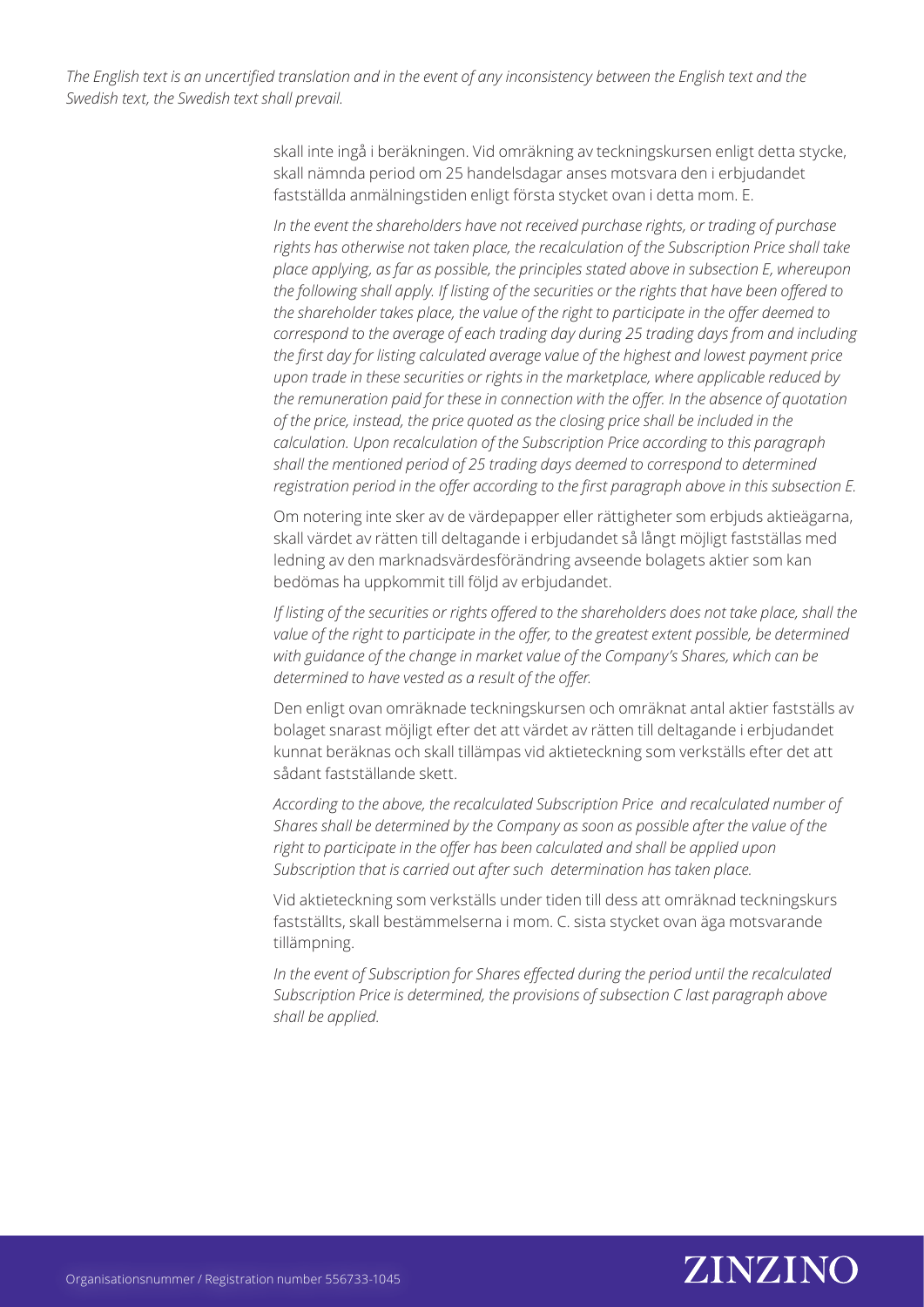*The English text is an uncertified translation and in the event of any inconsistency between the English text and the Swedish text, the Swedish text shall prevail.*

skall inte ingå i beräkningen. Vid omräkning av teckningskursen enligt detta stycke, skall nämnda period om 25 handelsdagar anses motsvara den i erbjudandet fastställda anmälningstiden enligt första stycket ovan i detta mom. E.

*In the event the shareholders have not received purchase rights, or trading of purchase rights has otherwise not taken place, the recalculation of the Subscription Price shall take place applying, as far as possible, the principles stated above in subsection E, whereupon the following shall apply. If listing of the securities or the rights that have been offered to the shareholder takes place, the value of the right to participate in the offer deemed to correspond to the average of each trading day during 25 trading days from and including the first day for listing calculated average value of the highest and lowest payment price upon trade in these securities or rights in the marketplace, where applicable reduced by the remuneration paid for these in connection with the offer. In the absence of quotation of the price, instead, the price quoted as the closing price shall be included in the calculation. Upon recalculation of the Subscription Price according to this paragraph shall the mentioned period of 25 trading days deemed to correspond to determined registration period in the offer according to the first paragraph above in this subsection E.*

Om notering inte sker av de värdepapper eller rättigheter som erbjuds aktieägarna, skall värdet av rätten till deltagande i erbjudandet så långt möjligt fastställas med ledning av den marknadsvärdesförändring avseende bolagets aktier som kan bedömas ha uppkommit till följd av erbjudandet.

*If listing of the securities or rights offered to the shareholders does not take place, shall the value of the right to participate in the offer, to the greatest extent possible, be determined with guidance of the change in market value of the Company's Shares, which can be determined to have vested as a result of the offer.*

Den enligt ovan omräknade teckningskursen och omräknat antal aktier fastställs av bolaget snarast möjligt efter det att värdet av rätten till deltagande i erbjudandet kunnat beräknas och skall tillämpas vid aktieteckning som verkställs efter det att sådant fastställande skett.

*According to the above, the recalculated Subscription Price and recalculated number of Shares shall be determined by the Company as soon as possible after the value of the right to participate in the offer has been calculated and shall be applied upon Subscription that is carried out after such determination has taken place.*

Vid aktieteckning som verkställs under tiden till dess att omräknad teckningskurs fastställts, skall bestämmelserna i mom. C. sista stycket ovan äga motsvarande tillämpning.

*In the event of Subscription for Shares effected during the period until the recalculated Subscription Price is determined, the provisions of subsection C last paragraph above shall be applied.*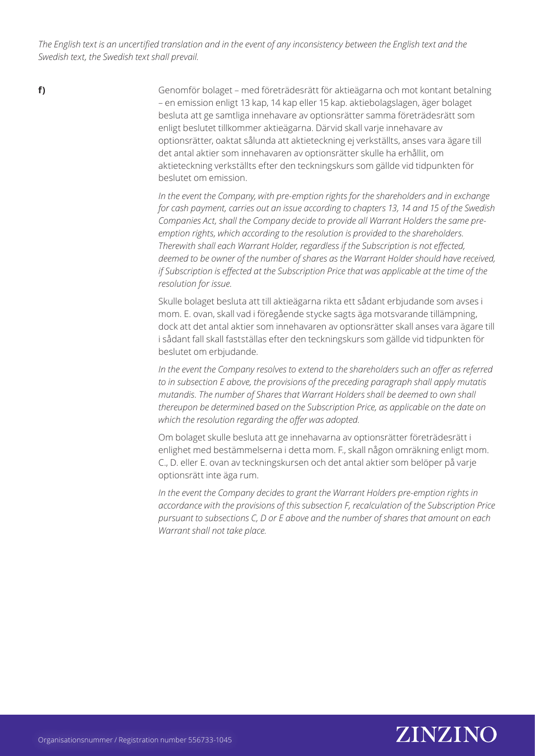*The English text is an uncertified translation and in the event of any inconsistency between the English text and the Swedish text, the Swedish text shall prevail.*

**f)**

Genomför bolaget – med företrädesrätt för aktieägarna och mot kontant betalning – en emission enligt 13 kap, 14 kap eller 15 kap. aktiebolagslagen, äger bolaget besluta att ge samtliga innehavare av optionsrätter samma företrädesrätt som enligt beslutet tillkommer aktieägarna. Därvid skall varje innehavare av optionsrätter, oaktat sålunda att aktieteckning ej verkställts, anses vara ägare till det antal aktier som innehavaren av optionsrätter skulle ha erhållit, om aktieteckning verkställts efter den teckningskurs som gällde vid tidpunkten för beslutet om emission.

*In the event the Company, with pre-emption rights for the shareholders and in exchange for cash payment, carries out an issue according to chapters 13, 14 and 15 of the Swedish Companies Act, shall the Company decide to provide all Warrant Holders the same pre-emption rights, which according to the resolution is provided to the shareholders. Therewith shall each Warrant Holder, regardless if the Subscription is not effected, deemed to be owner of the number of shares as the Warrant Holder should have received, if Subscription is effected at the Subscription Price that was applicable at the time of the resolution for issue.*

Skulle bolaget besluta att till aktieägarna rikta ett sådant erbjudande som avses i mom. E. ovan, skall vad i föregående stycke sagts äga motsvarande tillämpning, dock att det antal aktier som innehavaren av optionsrätter skall anses vara ägare till i sådant fall skall fastställas efter den teckningskurs som gällde vid tidpunkten för beslutet om erbjudande.

*In the event the Company resolves to extend to the shareholders such an offer as referred to in subsection E above, the provisions of the preceding paragraph shall apply mutatis mutandis. The number of Shares that Warrant Holders shall be deemed to own shall thereupon be determined based on the Subscription Price, as applicable on the date on which the resolution regarding the offer was adopted.*

Om bolaget skulle besluta att ge innehavarna av optionsrätter företrädesrätt i enlighet med bestämmelserna i detta mom. F., skall någon omräkning enligt mom. C., D. eller E. ovan av teckningskursen och det antal aktier som belöper på varje optionsrätt inte äga rum.

*In the event the Company decides to grant the Warrant Holders pre-emption rights in accordance with the provisions of this subsection F, recalculation of the Subscription Price pursuant to subsections C, D or E above and the number of shares that amount on each Warrant shall not take place.*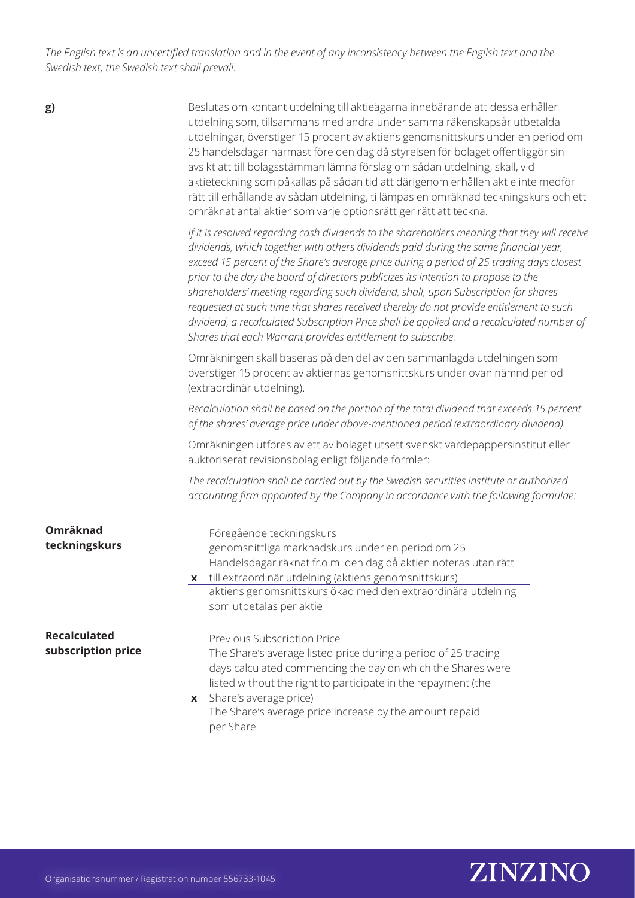*The English text is an uncertified translation and in the event of any inconsistency between the English text and the Swedish text, the Swedish text shall prevail.*

**g)**

Beslutas om kontant utdelning till aktieägarna innebärande att dessa erhåller utdelning som, tillsammans med andra under samma räkenskapsår utbetalda utdelningar, överstiger 15 procent av aktiens genomsnittskurs under en period om 25 handelsdagar närmast före den dag då styrelsen för bolaget offentliggör sin avsikt att till bolagsstämman lämna förslag om sådan utdelning, skall, vid aktieteckning som påkallas på sådan tid att därigenom erhållen aktie inte medför rätt till erhållande av sådan utdelning, tillämpas en omräknad teckningskurs och ett omräknat antal aktier som varje optionsrätt ger rätt att teckna.

*If it is resolved regarding cash dividends to the shareholders meaning that they will receive dividends, which together with others dividends paid during the same financial year, exceed 15 percent of the Share's average price during a period of 25 trading days closest prior to the day the board of directors publicizes its intention to propose to the shareholders' meeting regarding such dividend, shall, upon Subscription for shares requested at such time that shares received thereby do not provide entitlement to such dividend, a recalculated Subscription Price shall be applied and a recalculated number of Shares that each Warrant provides entitlement to subscribe.*

Omräkningen skall baseras på den del av den sammanlagda utdelningen som överstiger 15 procent av aktiernas genomsnittskurs under ovan nämnd period (extraordinär utdelning).

*Recalculation shall be based on the portion of the total dividend that exceeds 15 percent of the shares' average price under above-mentioned period (extraordinary dividend).*

Omräkningen utföres av ett av bolaget utsett svenskt värdepappersinstitut eller auktoriserat revisionsbolag enligt följande formler:

*The recalculation shall be carried out by the Swedish securities institute or authorized accounting firm appointed by the Company in accordance with the following formulae:*

**Omräknad teckningskurs**

$$\text{Föregående teckningskurs} \times \frac{\text{genomsnittliga marknadskurs under en period om 25 Handelsdagar räknat fr.o.m. den dag då aktien noteras utan rätt till extraordinär utdelning (aktiens genomsnittskurs)}}{\text{aktiens genomsnittskurs ökad med den extraordinära utdelning som utbetalas per aktie}}$$

**Recalculated subscription price**

$$\text{Previous Subscription Price} \times \frac{\text{The Share's average listed price during a period of 25 trading days calculated commencing the day on which the Shares were listed without the right to participate in the repayment (the Share's average price)}}{\text{The Share's average price increase by the amount repaid per Share}}$$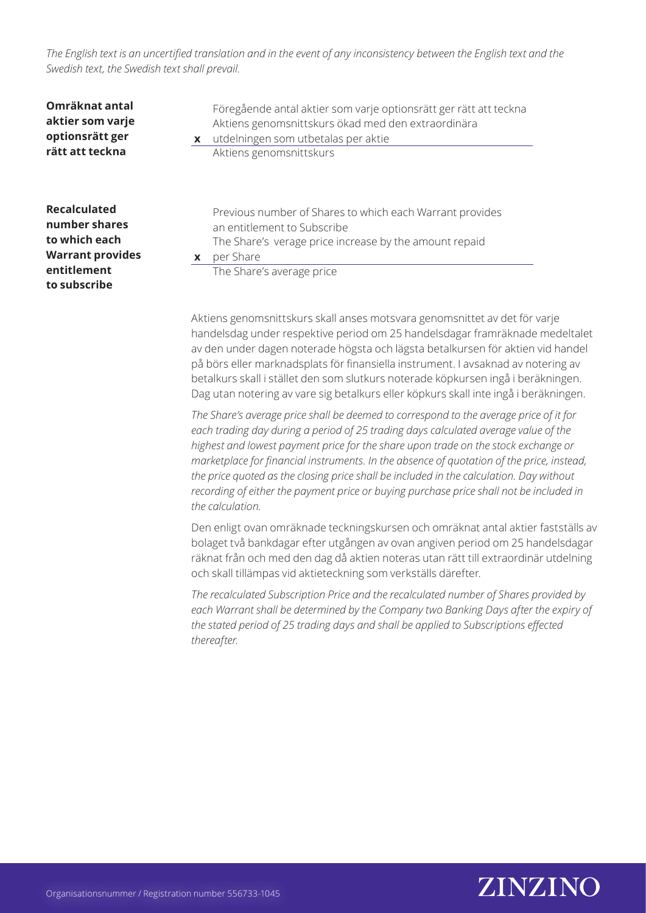*The English text is an uncertified translation and in the event of any inconsistency between the English text and the Swedish text, the Swedish text shall prevail.*

**Omräknat antal aktier som varje optionsrätt ger rätt att teckna**

$$\text{Omräknat antal aktier som varje optionsrätt ger rätt att teckna} = \frac{\text{Föregående antal aktier som varje optionsrätt ger rätt att teckna} \times \text{Aktiens genomsnittskurs ökad med den extraordinära utdelningen som utbetalas per aktie}}{\text{Aktiens genomsnittskurs}}$$

**Recalculated number shares to which each Warrant provides entitlement to subscribe**

$$\text{Recalculated number shares to which each Warrant provides entitlement to subscribe} = \frac{\text{Previous number of Shares to which each Warrant provides an entitlement to Subscribe} \times \text{The Share's verage price increase by the amount repaid per Share}}{\text{The Share's average price}}$$

Aktiens genomsnittskurs skall anses motsvara genomsnittet av det för varje handelsdag under respektive period om 25 handelsdagar framräknade medeltalet av den under dagen noterade högsta och lägsta betalkursen för aktien vid handel på börs eller marknadsplats för finansiella instrument. I avsaknad av notering av betalkurs skall i stället den som slutkurs noterade köpkursen ingå i beräkningen. Dag utan notering av vare sig betalkurs eller köpkurs skall inte ingå i beräkningen.

*The Share's average price shall be deemed to correspond to the average price of it for each trading day during a period of 25 trading days calculated average value of the highest and lowest payment price for the share upon trade on the stock exchange or marketplace for financial instruments. In the absence of quotation of the price, instead, the price quoted as the closing price shall be included in the calculation. Day without recording of either the payment price or buying purchase price shall not be included in the calculation.*

Den enligt ovan omräknade teckningskursen och omräknat antal aktier fastställs av bolaget två bankdagar efter utgången av ovan angiven period om 25 handelsdagar räknat från och med den dag då aktien noteras utan rätt till extraordinär utdelning och skall tillämpas vid aktieteckning som verkställs därefter.

*The recalculated Subscription Price and the recalculated number of Shares provided by each Warrant shall be determined by the Company two Banking Days after the expiry of the stated period of 25 trading days and shall be applied to Subscriptions effected thereafter.*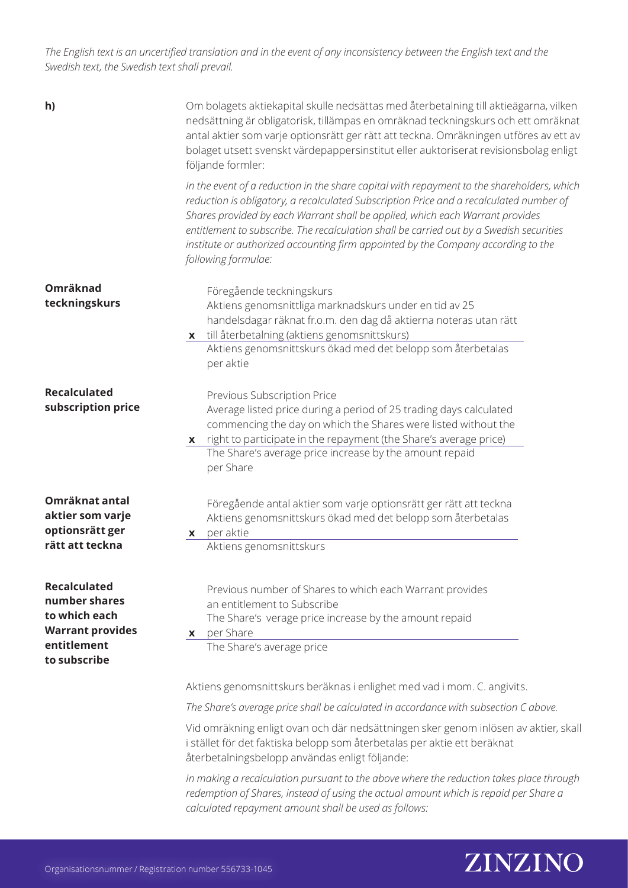*The English text is an uncertified translation and in the event of any inconsistency between the English text and the Swedish text, the Swedish text shall prevail.*

**h)**

Om bolagets aktiekapital skulle nedsättas med återbetalning till aktieägarna, vilken nedsättning är obligatorisk, tillämpas en omräknad teckningskurs och ett omräknat antal aktier som varje optionsrätt ger rätt att teckna. Omräkningen utförs av ett av bolaget utsett svenskt värdepappersinstitut eller auktoriserat revisionsbolag enligt följande formler:

*In the event of a reduction in the share capital with repayment to the shareholders, which reduction is obligatory, a recalculated Subscription Price and a recalculated number of Shares provided by each Warrant shall be applied, which each Warrant provides entitlement to subscribe. The recalculation shall be carried out by a Swedish securities institute or authorized accounting firm appointed by the Company according to the following formulae:*

**Omräknad teckningskurs**

$$\text{Omräknad teckningskurs} = \frac{\text{Föregående teckningskurs} \times \text{Aktiens genomsnittliga marknadskurs under en tid av 25 handelsdagar räknat fr.o.m. den dag då aktierna noteras utan rätt till återbetalning (aktiens genomsnittskurs)}}{\text{Aktiens genomsnittskurs ökad med det belopp som återbetalas per aktie}}$$

**Recalculated subscription price**

$$\text{Recalculated subscription price} = \frac{\text{Previous Subscription Price} \times \text{Average listed price during a period of 25 trading days calculated commencing the day on which the Shares were listed without the right to participate in the repayment (the Share's average price)}}{\text{The Share's average price increase by the amount repaid per Share}}$$

**Omräknat antal aktier som varje optionsrätt ger rätt att teckna**

$$\text{Omräknat antal aktier som varje optionsrätt ger rätt att teckna} = \frac{\text{Föregående antal aktier som varje optionsrätt ger rätt att teckna} \times \text{Aktiens genomsnittskurs ökad med det belopp som återbetalas per aktie}}{\text{Aktiens genomsnittskurs}}$$

**Recalculated number shares to which each Warrant provides entitlement to subscribe**

$$\text{Recalculated number shares to which each Warrant provides entitlement to subscribe} = \frac{\text{Previous number of Shares to which each Warrant provides an entitlement to Subscribe} \times \text{The Share's verage price increase by the amount repaid per Share}}{\text{The Share's average price}}$$

Aktiens genomsnittskurs beräknas i enlighet med vad i mom. C. angivits.

*The Share's average price shall be calculated in accordance with subsection C above.*

Vid omräkning enligt ovan och där nedsättningen sker genom inlösen av aktier, skall i stället för det faktiska belopp som återbetalas per aktie ett beräknat återbetalningsbelopp användas enligt följande:

*In making a recalculation pursuant to the above where the reduction takes place through redemption of Shares, instead of using the actual amount which is repaid per Share a calculated repayment amount shall be used as follows:*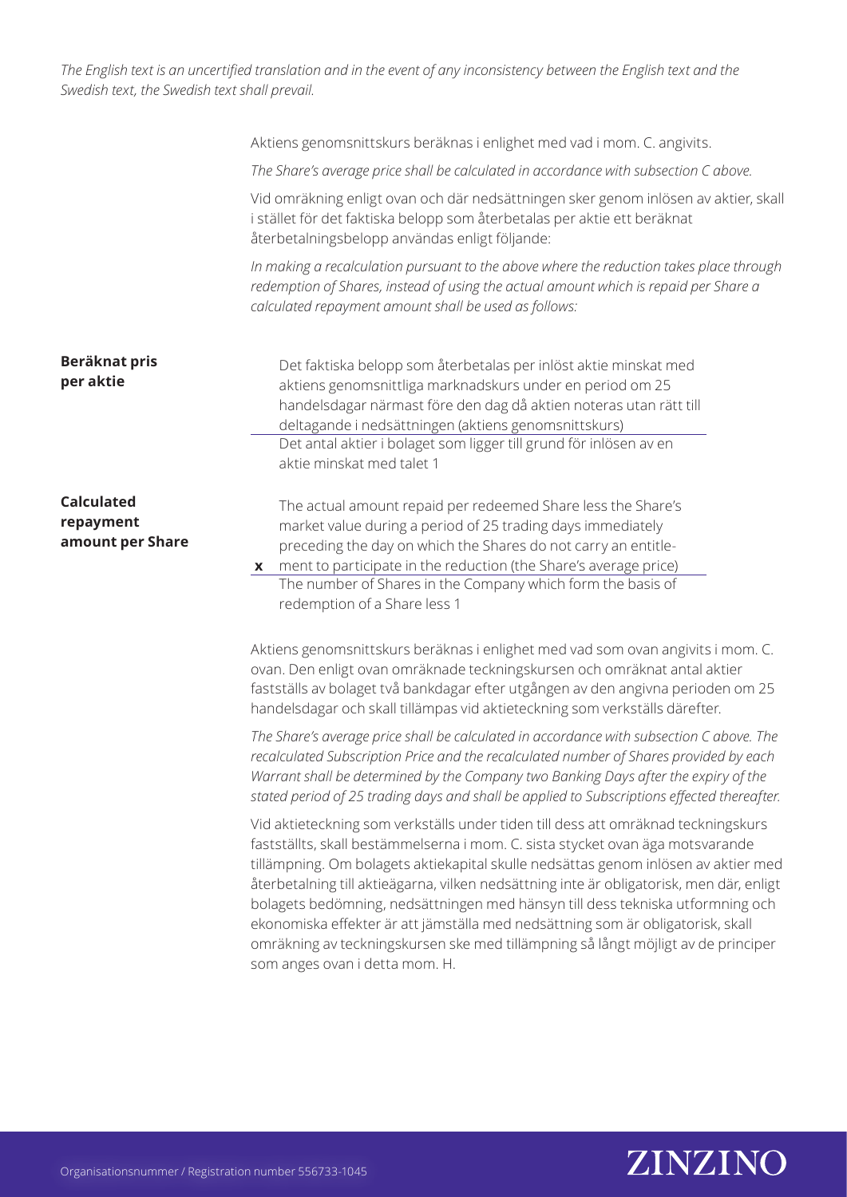*The English text is an uncertified translation and in the event of any inconsistency between the English text and the Swedish text, the Swedish text shall prevail.*

Aktiens genomsnittskurs beräknas i enlighet med vad i mom. C. angivits.

*The Share's average price shall be calculated in accordance with subsection C above.*

Vid omräkning enligt ovan och där nedsättningen sker genom inlösen av aktier, skall i stället för det faktiska belopp som återbetalas per aktie ett beräknat återbetalningsbelopp användas enligt följande:

*In making a recalculation pursuant to the above where the reduction takes place through redemption of Shares, instead of using the actual amount which is repaid per Share a calculated repayment amount shall be used as follows:*

**Beräknat pris per aktie**

$$\frac{\text{Det faktiska belopp som återbetalas per inlöst aktie minskat med aktiens genomsnittliga marknadskurs under en period om 25 handelsdagar närmast före den dag då aktien noteras utan rätt till deltagande i nedsättningen (aktiens genomsnittskurs)}}{\text{Det antal aktier i bolaget som ligger till grund för inlösen av en aktie minskat med talet 1}}$$

**Calculated repayment amount per Share**

$$\frac{\text{The actual amount repaid per redeemed Share less the Share's market value during a period of 25 trading days immediately preceding the day on which the Shares do not carry an entitlement to participate in the reduction (the Share's average price)}}{\text{The number of Shares in the Company which form the basis of redemption of a Share less 1}}$$

Aktiens genomsnittskurs beräknas i enlighet med vad som ovan angivits i mom. C. ovan. Den enligt ovan omräknade teckningskursen och omräknat antal aktier fastställs av bolaget två bankdagar efter utgången av den angivna perioden om 25 handelsdagar och skall tillämpas vid aktieteckning som verkställs därefter.

*The Share's average price shall be calculated in accordance with subsection C above. The recalculated Subscription Price and the recalculated number of Shares provided by each Warrant shall be determined by the Company two Banking Days after the expiry of the stated period of 25 trading days and shall be applied to Subscriptions effected thereafter.*

Vid aktieteckning som verkställs under tiden till dess att omräknad teckningskurs fastställts, skall bestämmelserna i mom. C. sista stycket ovan äga motsvarande tillämpning. Om bolagets aktiekapital skulle nedsättas genom inlösen av aktier med återbetalning till aktieägarna, vilken nedsättning inte är obligatorisk, men där, enligt bolagets bedömning, nedsättningen med hänsyn till dess tekniska utformning och ekonomiska effekter är att jämställa med nedsättning som är obligatorisk, skall omräkning av teckningskursen ske med tillämpning så långt möjligt av de principer som anges ovan i detta mom. H.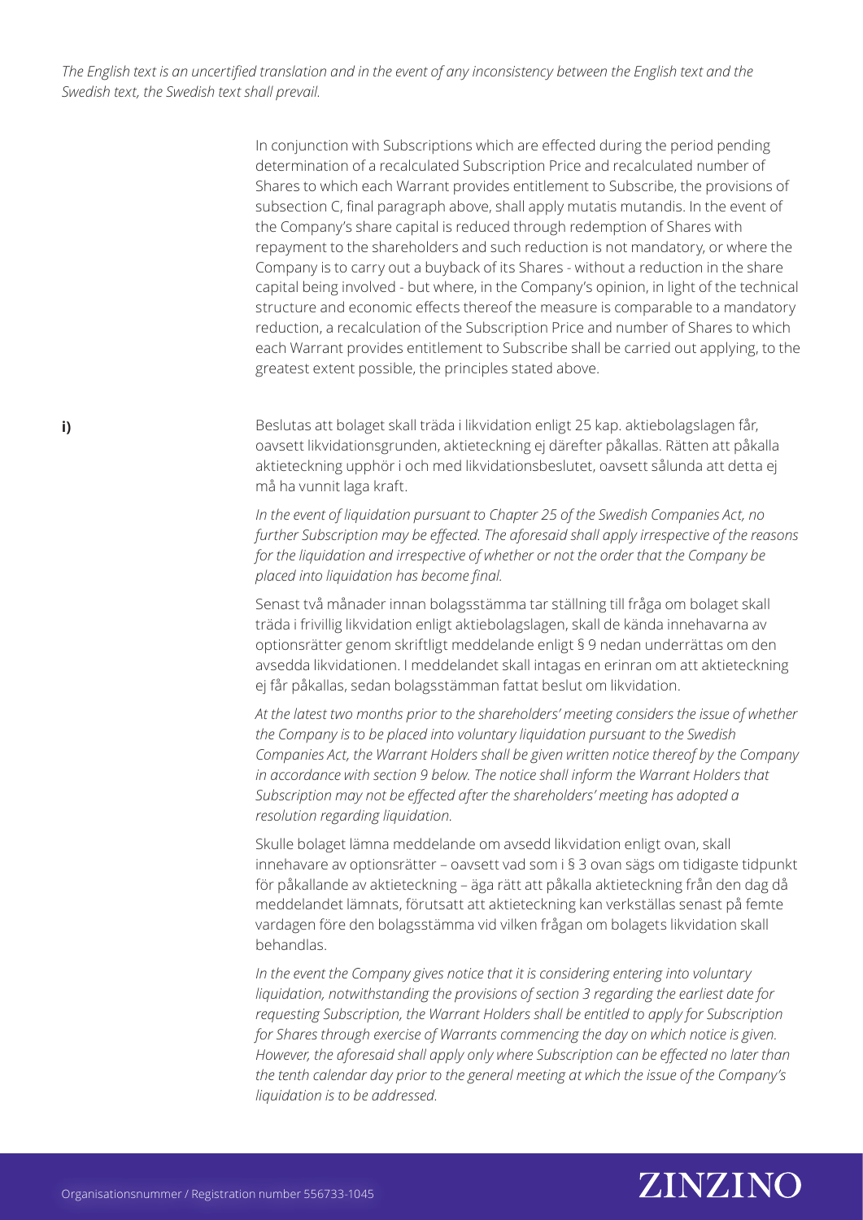*The English text is an uncertified translation and in the event of any inconsistency between the English text and the Swedish text, the Swedish text shall prevail.*

In conjunction with Subscriptions which are effected during the period pending determination of a recalculated Subscription Price and recalculated number of Shares to which each Warrant provides entitlement to Subscribe, the provisions of subsection C, final paragraph above, shall apply mutatis mutandis. In the event of the Company's share capital is reduced through redemption of Shares with repayment to the shareholders and such reduction is not mandatory, or where the Company is to carry out a buyback of its Shares - without a reduction in the share capital being involved - but where, in the Company's opinion, in light of the technical structure and economic effects thereof the measure is comparable to a mandatory reduction, a recalculation of the Subscription Price and number of Shares to which each Warrant provides entitlement to Subscribe shall be carried out applying, to the greatest extent possible, the principles stated above.

**i)**

Beslutas att bolaget skall träda i likvidation enligt 25 kap. aktiebolagslagen får, oavsett likvidationsgrunden, aktieteckning ej därefter påkallas. Rätten att påkalla aktieteckning upphör i och med likvidationsbeslutet, oavsett sålunda att detta ej må ha vunnit laga kraft.

*In the event of liquidation pursuant to Chapter 25 of the Swedish Companies Act, no further Subscription may be effected. The aforesaid shall apply irrespective of the reasons for the liquidation and irrespective of whether or not the order that the Company be placed into liquidation has become final.*

Senast två månader innan bolagsstämma tar ställning till fråga om bolaget skall träda i frivillig likvidation enligt aktiebolagslagen, skall de kända innehavarna av optionsrätter genom skriftligt meddelande enligt § 9 nedan underrättas om den avsedda likvidationen. I meddelandet skall intagas en erinran om att aktieteckning ej får påkallas, sedan bolagsstämman fattat beslut om likvidation.

*At the latest two months prior to the shareholders' meeting considers the issue of whether the Company is to be placed into voluntary liquidation pursuant to the Swedish Companies Act, the Warrant Holders shall be given written notice thereof by the Company in accordance with section 9 below. The notice shall inform the Warrant Holders that Subscription may not be effected after the shareholders' meeting has adopted a resolution regarding liquidation.*

Skulle bolaget lämna meddelande om avsedd likvidation enligt ovan, skall innehavare av optionsrätter – oavsett vad som i § 3 ovan sägs om tidigaste tidpunkt för påkallande av aktieteckning – äga rätt att påkalla aktieteckning från den dag då meddelandet lämnats, förutsatt att aktieteckning kan verkställas senast på femte vardagen före den bolagsstämma vid vilken frågan om bolagets likvidation skall behandlas.

*In the event the Company gives notice that it is considering entering into voluntary liquidation, notwithstanding the provisions of section 3 regarding the earliest date for requesting Subscription, the Warrant Holders shall be entitled to apply for Subscription for Shares through exercise of Warrants commencing the day on which notice is given. However, the aforesaid shall apply only where Subscription can be effected no later than the tenth calendar day prior to the general meeting at which the issue of the Company's liquidation is to be addressed.*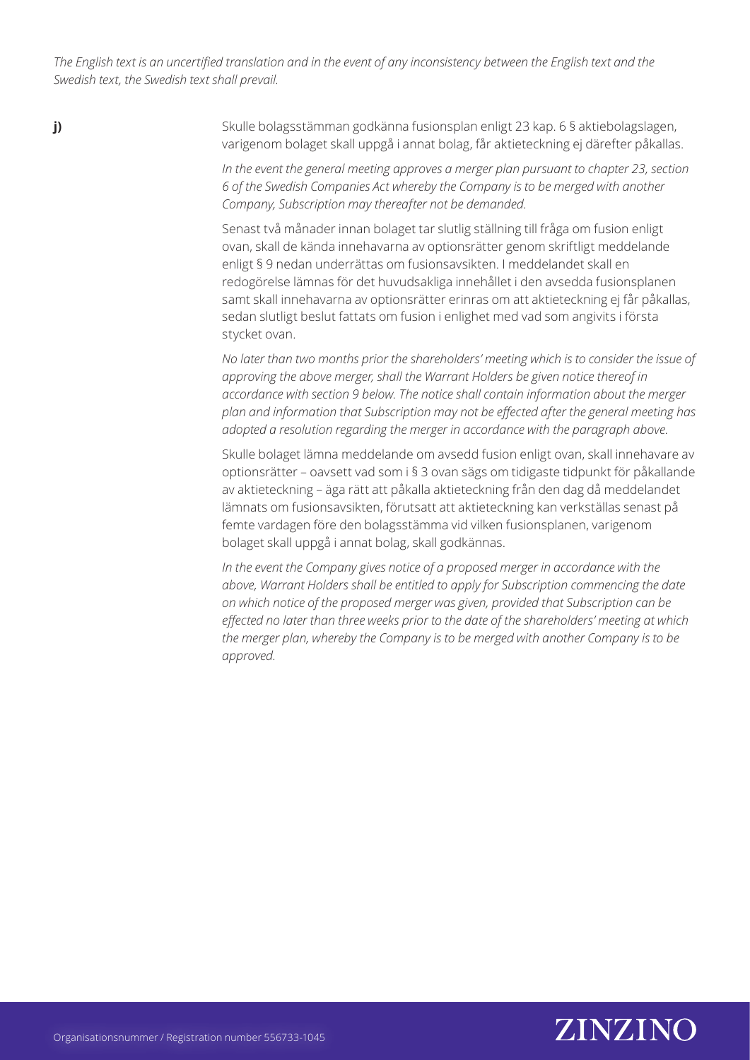*The English text is an uncertified translation and in the event of any inconsistency between the English text and the Swedish text, the Swedish text shall prevail.*

**j)**

Skulle bolagsstämman godkänna fusionsplan enligt 23 kap. 6 § aktiebolagslagen, varigenom bolaget skall uppgå i annat bolag, får aktieteckning ej därefter påkallas.

*In the event the general meeting approves a merger plan pursuant to chapter 23, section 6 of the Swedish Companies Act whereby the Company is to be merged with another Company, Subscription may thereafter not be demanded.*

Senast två månader innan bolaget tar slutlig ställning till fråga om fusion enligt ovan, skall de kända innehavarna av optionsrätter genom skriftligt meddelande enligt § 9 nedan underrättas om fusionsavsikten. I meddelandet skall en redogörelse lämnas för det huvudsakliga innehållet i den avsedda fusionsplanen samt skall innehavarna av optionsrätter erinras om att aktieteckning ej får påkallas, sedan slutligt beslut fattats om fusion i enlighet med vad som angivits i första stycket ovan.

*No later than two months prior the shareholders' meeting which is to consider the issue of approving the above merger, shall the Warrant Holders be given notice thereof in accordance with section 9 below. The notice shall contain information about the merger plan and information that Subscription may not be effected after the general meeting has adopted a resolution regarding the merger in accordance with the paragraph above.*

Skulle bolaget lämna meddelande om avsedd fusion enligt ovan, skall innehavare av optionsrätter – oavsett vad som i § 3 ovan sägs om tidigaste tidpunkt för påkallande av aktieteckning – äga rätt att påkalla aktieteckning från den dag då meddelandet lämnats om fusionsavsikten, förutsatt att aktieteckning kan verkställas senast på femte vardagen före den bolagsstämma vid vilken fusionsplanen, varigenom bolaget skall uppgå i annat bolag, skall godkännas.

*In the event the Company gives notice of a proposed merger in accordance with the above, Warrant Holders shall be entitled to apply for Subscription commencing the date on which notice of the proposed merger was given, provided that Subscription can be effected no later than three weeks prior to the date of the shareholders' meeting at which the merger plan, whereby the Company is to be merged with another Company is to be approved.*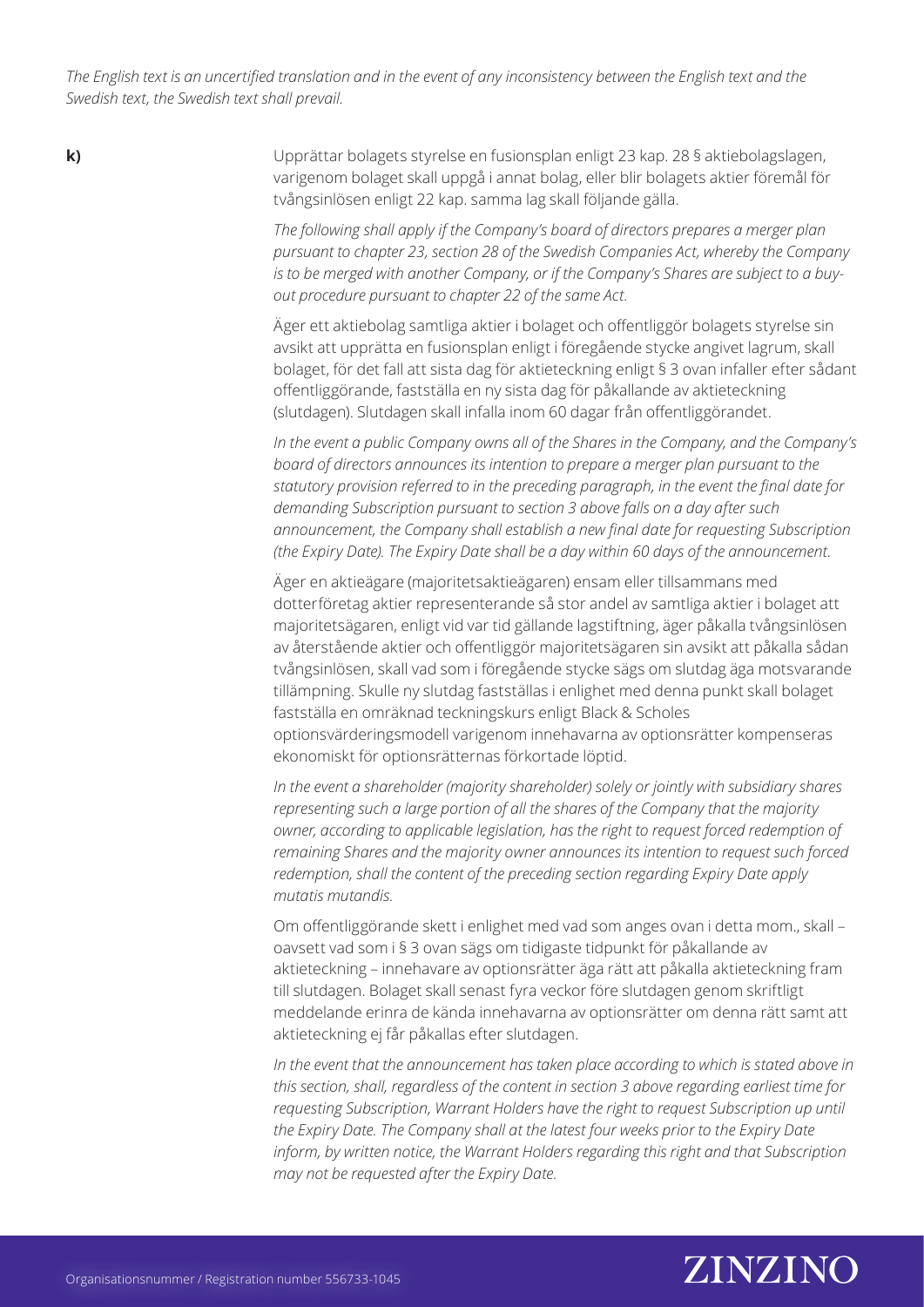*The English text is an uncertified translation and in the event of any inconsistency between the English text and the Swedish text, the Swedish text shall prevail.*

**k)** Upprättar bolagets styrelse en fusionsplan enligt 23 kap. 28 § aktiebolagslagen, varigenom bolaget skall uppgå i annat bolag, eller blir bolagets aktier föremål för tvångsinlösen enligt 22 kap. samma lag skall följande gälla.

*The following shall apply if the Company's board of directors prepares a merger plan pursuant to chapter 23, section 28 of the Swedish Companies Act, whereby the Company is to be merged with another Company, or if the Company's Shares are subject to a buy-out procedure pursuant to chapter 22 of the same Act.*

Äger ett aktiebolag samtliga aktier i bolaget och offentliggör bolagets styrelse sin avsikt att upprätta en fusionsplan enligt i föregående stycke angivet lagrum, skall bolaget, för det fall att sista dag för aktieteckning enligt § 3 ovan infaller efter sådant offentliggörande, fastställa en ny sista dag för påkallande av aktieteckning (slutdagen). Slutdagen skall infalla inom 60 dagar från offentliggörandet.

*In the event a public Company owns all of the Shares in the Company, and the Company's board of directors announces its intention to prepare a merger plan pursuant to the statutory provision referred to in the preceding paragraph, in the event the final date for demanding Subscription pursuant to section 3 above falls on a day after such announcement, the Company shall establish a new final date for requesting Subscription (the Expiry Date). The Expiry Date shall be a day within 60 days of the announcement.*

Äger en aktieägare (majoritetsaktieägaren) ensam eller tillsammans med dotterföretag aktier representerande så stor andel av samtliga aktier i bolaget att majoritetsägaren, enligt vid var tid gällande lagstiftning, äger påkalla tvångsinlösen av återstående aktier och offentliggör majoritetsägaren sin avsikt att påkalla sådan tvångsinlösen, skall vad som i föregående stycke sägs om slutdag äga motsvarande tillämpning. Skulle ny slutdag fastställas i enlighet med denna punkt skall bolaget fastställa en omräknad teckningskurs enligt Black & Scholes optionsvärderingsmodell varigenom innehavarna av optionsrätter kompenseras ekonomiskt för optionsrätternas förkortade löptid.

*In the event a shareholder (majority shareholder) solely or jointly with subsidiary shares representing such a large portion of all the shares of the Company that the majority owner, according to applicable legislation, has the right to request forced redemption of remaining Shares and the majority owner announces its intention to request such forced redemption, shall the content of the preceding section regarding Expiry Date apply mutatis mutandis.*

Om offentliggörande skett i enlighet med vad som anges ovan i detta mom., skall – oavsett vad som i § 3 ovan sägs om tidigaste tidpunkt för påkallande av aktieteckning – innehavare av optionsrätter äga rätt att påkalla aktieteckning fram till slutdagen. Bolaget skall senast fyra veckor före slutdagen genom skriftligt meddelande erinra de kända innehavarna av optionsrätter om denna rätt samt att aktieteckning ej får påkallas efter slutdagen.

*In the event that the announcement has taken place according to which is stated above in this section, shall, regardless of the content in section 3 above regarding earliest time for requesting Subscription, Warrant Holders have the right to request Subscription up until the Expiry Date. The Company shall at the latest four weeks prior to the Expiry Date inform, by written notice, the Warrant Holders regarding this right and that Subscription may not be requested after the Expiry Date.*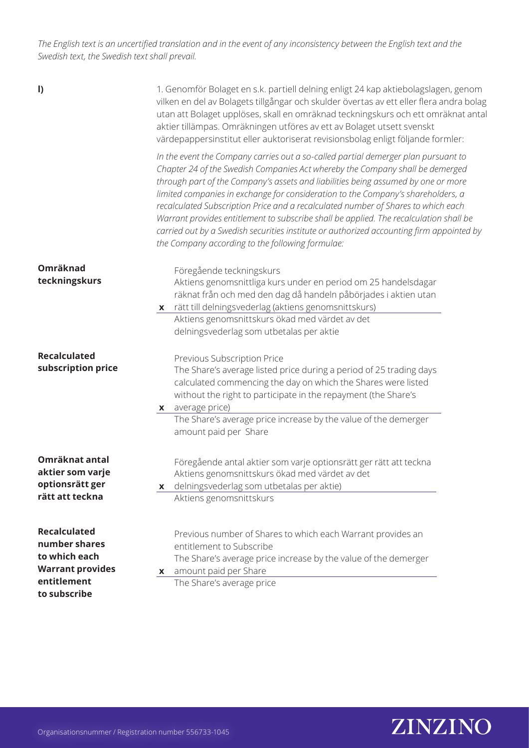*The English text is an uncertified translation and in the event of any inconsistency between the English text and the Swedish text, the Swedish text shall prevail.*

**l)**

1. Genomför Bolaget en s.k. partiell delning enligt 24 kap aktiebolagslagen, genom vilken en del av Bolagets tillgångar och skulder övertas av ett eller flera andra bolag utan att Bolaget upplöses, skall en omräknad teckningskurs och ett omräknat antal aktier tillämpas. Omräkningen utföres av ett av Bolaget utsett svenskt värdepappersinstitut eller auktoriserat revisionsbolag enligt följande formler:

*In the event the Company carries out a so-called partial demerger plan pursuant to Chapter 24 of the Swedish Companies Act whereby the Company shall be demerged through part of the Company's assets and liabilities being assumed by one or more limited companies in exchange for consideration to the Company's shareholders, a recalculated Subscription Price and a recalculated number of Shares to which each Warrant provides entitlement to subscribe shall be applied. The recalculation shall be carried out by a Swedish securities institute or authorized accounting firm appointed by the Company according to the following formulae:*

**Omräknad teckningskurs**

$$\frac{\text{Föregående teckningskurs} \times \text{Aktiens genomsnittliga kurs under en period om 25 handelsdagar räknat från och med den dag då handeln påbörjades i aktien utan rätt till delningsvederlag (aktiens genomsnittskurs)}}{\text{Aktiens genomsnittskurs ökad med värdet av det delningsvederlag som utbetalas per aktie}}$$

**Recalculated subscription price**

$$\frac{\text{Previous Subscription Price} \times \text{The Share's average listed price during a period of 25 trading days calculated commencing the day on which the Shares were listed without the right to participate in the repayment (the Share's average price)}}{\text{The Share's average price increase by the value of the demerger amount paid per Share}}$$

**Omräknat antal aktier som varje optionsrätt ger rätt att teckna**

$$\frac{\text{Föregående antal aktier som varje optionsrätt ger rätt att teckna} \times \text{Aktiens genomsnittskurs ökad med värdet av det delningsvederlag som utbetalas per aktie)}}{\text{Aktiens genomsnittskurs}}$$

**Recalculated number shares to which each Warrant provides entitlement to subscribe**

$$\frac{\text{Previous number of Shares to which each Warrant provides an entitlement to Subscribe} \times \text{The Share's average price increase by the value of the demerger amount paid per Share}}{\text{The Share's average price}}$$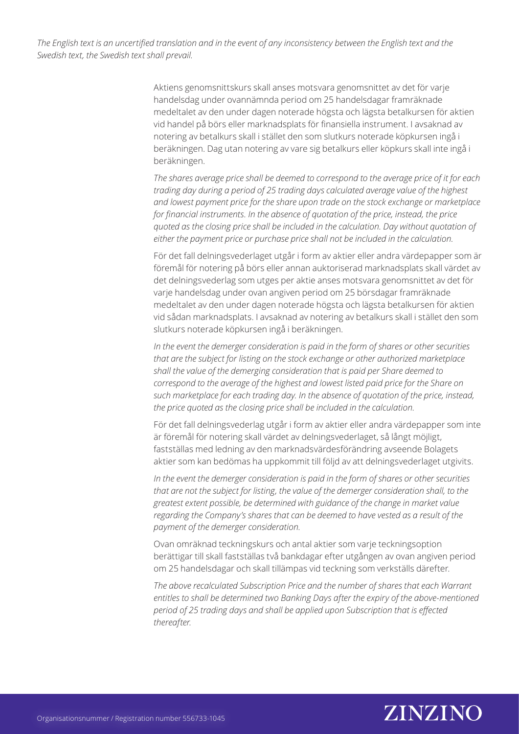*The English text is an uncertified translation and in the event of any inconsistency between the English text and the Swedish text, the Swedish text shall prevail.*

Aktiens genomsnittskurs skall anses motsvara genomsnittet av det för varje handelsdag under ovannämnda period om 25 handelsdagar framräknade medeltalet av den under dagen noterade högsta och lägsta betalkursen för aktien vid handel på börs eller marknadsplats för finansiella instrument. I avsaknad av notering av betalkurs skall i stället den som slutkurs noterade köpkursen ingå i beräkningen. Dag utan notering av vare sig betalkurs eller köpkurs skall inte ingå i beräkningen.

*The shares average price shall be deemed to correspond to the average price of it for each trading day during a period of 25 trading days calculated average value of the highest and lowest payment price for the share upon trade on the stock exchange or marketplace for financial instruments. In the absence of quotation of the price, instead, the price quoted as the closing price shall be included in the calculation. Day without quotation of either the payment price or purchase price shall not be included in the calculation.*

För det fall delningsvederlaget utgår i form av aktier eller andra värdepapper som är föremål för notering på börs eller annan auktoriserad marknadsplats skall värdet av det delningsvederlag som utges per aktie anses motsvara genomsnittet av det för varje handelsdag under ovan angiven period om 25 börsdagar framräknade medeltalet av den under dagen noterade högsta och lägsta betalkursen för aktien vid sådan marknadsplats. I avsaknad av notering av betalkurs skall i stället den som slutkurs noterade köpkursen ingå i beräkningen.

*In the event the demerger consideration is paid in the form of shares or other securities that are the subject for listing on the stock exchange or other authorized marketplace shall the value of the demerging consideration that is paid per Share deemed to correspond to the average of the highest and lowest listed paid price for the Share on such marketplace for each trading day. In the absence of quotation of the price, instead, the price quoted as the closing price shall be included in the calculation.*

För det fall delningsvederlag utgår i form av aktier eller andra värdepapper som inte är föremål för notering skall värdet av delningsvederlaget, så långt möjligt, fastställas med ledning av den marknadsvärdesförändring avseende Bolagets aktier som kan bedömas ha uppkommit till följd av att delningsvederlaget utgivits.

*In the event the demerger consideration is paid in the form of shares or other securities that are not the subject for listing, the value of the demerger consideration shall, to the greatest extent possible, be determined with guidance of the change in market value regarding the Company's shares that can be deemed to have vested as a result of the payment of the demerger consideration.*

Ovan omräknad teckningskurs och antal aktier som varje teckningsoption berättigar till skall fastställas två bankdagar efter utgången av ovan angiven period om 25 handelsdagar och skall tillämpas vid teckning som verkställs därefter.

*The above recalculated Subscription Price and the number of shares that each Warrant entitles to shall be determined two Banking Days after the expiry of the above-mentioned period of 25 trading days and shall be applied upon Subscription that is effected thereafter.*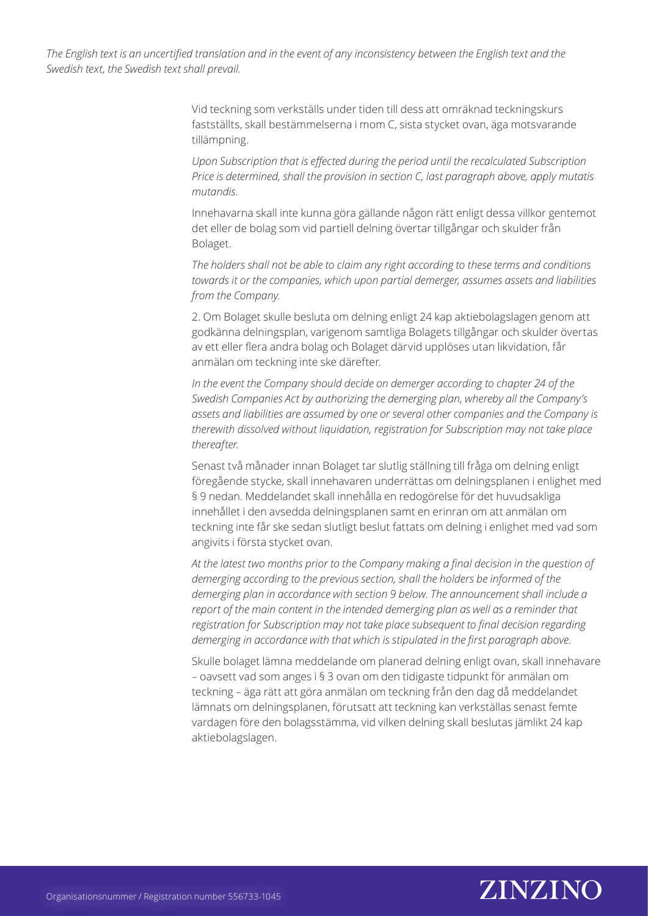*The English text is an uncertified translation and in the event of any inconsistency between the English text and the Swedish text, the Swedish text shall prevail.*

Vid teckning som verkställs under tiden till dess att omräknad teckningskurs fastställts, skall bestämmelserna i mom C, sista stycket ovan, äga motsvarande tillämpning.

*Upon Subscription that is effected during the period until the recalculated Subscription Price is determined, shall the provision in section C, last paragraph above, apply mutatis mutandis.*

Innehavarna skall inte kunna göra gällande någon rätt enligt dessa villkor gentemot det eller de bolag som vid partiell delning övertar tillgångar och skulder från Bolaget.

*The holders shall not be able to claim any right according to these terms and conditions towards it or the companies, which upon partial demerger, assumes assets and liabilities from the Company.*

2. Om Bolaget skulle besluta om delning enligt 24 kap aktiebolagslagen genom att godkänna delningsplan, varigenom samtliga Bolagets tillgångar och skulder övertas av ett eller flera andra bolag och Bolaget därvid upplöses utan likvidation, får anmälan om teckning inte ske därefter.

*In the event the Company should decide on demerger according to chapter 24 of the Swedish Companies Act by authorizing the demerging plan, whereby all the Company's assets and liabilities are assumed by one or several other companies and the Company is therewith dissolved without liquidation, registration for Subscription may not take place thereafter.*

Senast två månader innan Bolaget tar slutlig ställning till fråga om delning enligt föregående stycke, skall innehavaren underrättas om delningsplanen i enlighet med § 9 nedan. Meddelandet skall innehålla en redogörelse för det huvudsakliga innehållet i den avsedda delningsplanen samt en erinran om att anmälan om teckning inte får ske sedan slutligt beslut fattats om delning i enlighet med vad som angivits i första stycket ovan.

*At the latest two months prior to the Company making a final decision in the question of demerging according to the previous section, shall the holders be informed of the demerging plan in accordance with section 9 below. The announcement shall include a report of the main content in the intended demerging plan as well as a reminder that registration for Subscription may not take place subsequent to final decision regarding demerging in accordance with that which is stipulated in the first paragraph above.*

Skulle bolaget lämna meddelande om planerad delning enligt ovan, skall innehavare – oavsett vad som anges i § 3 ovan om den tidigaste tidpunkt för anmälan om teckning – äga rätt att göra anmälan om teckning från den dag då meddelandet lämnats om delningsplanen, förutsatt att teckning kan verkställas senast femte vardagen före den bolagsstämma, vid vilken delning skall beslutas jämlikt 24 kap aktiebolagslagen.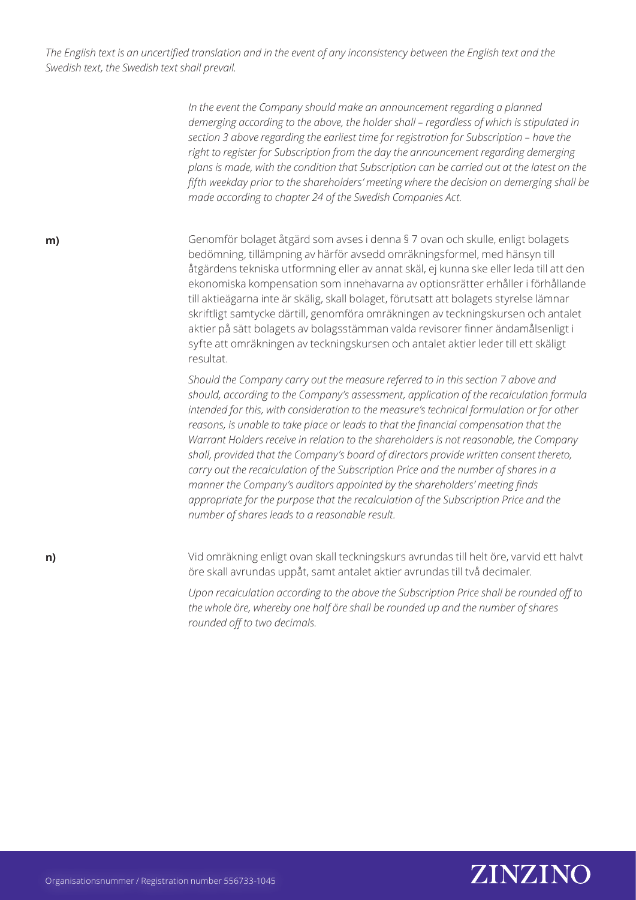*The English text is an uncertified translation and in the event of any inconsistency between the English text and the Swedish text, the Swedish text shall prevail.*

*In the event the Company should make an announcement regarding a planned demerging according to the above, the holder shall – regardless of which is stipulated in section 3 above regarding the earliest time for registration for Subscription – have the right to register for Subscription from the day the announcement regarding demerging plans is made, with the condition that Subscription can be carried out at the latest on the fifth weekday prior to the shareholders' meeting where the decision on demerging shall be made according to chapter 24 of the Swedish Companies Act.*

**m)** Genomför bolaget åtgärd som avses i denna § 7 ovan och skulle, enligt bolagets bedömning, tillämpning av härför avsedd omräkningsformel, med hänsyn till åtgärdens tekniska utformning eller av annat skäl, ej kunna ske eller leda till att den ekonomiska kompensation som innehavarna av optionsrätter erhåller i förhållande till aktieägarna inte är skälig, skall bolaget, förutsatt att bolagets styrelse lämnar skriftligt samtycke därtill, genomföra omräkningen av teckningskursen och antalet aktier på sätt bolagets av bolagsstämman valda revisorer finner ändamålsenligt i syfte att omräkningen av teckningskursen och antalet aktier leder till ett skäligt resultat.

*Should the Company carry out the measure referred to in this section 7 above and should, according to the Company's assessment, application of the recalculation formula intended for this, with consideration to the measure's technical formulation or for other reasons, is unable to take place or leads to that the financial compensation that the Warrant Holders receive in relation to the shareholders is not reasonable, the Company shall, provided that the Company's board of directors provide written consent thereto, carry out the recalculation of the Subscription Price and the number of shares in a manner the Company's auditors appointed by the shareholders' meeting finds appropriate for the purpose that the recalculation of the Subscription Price and the number of shares leads to a reasonable result.*

**n)** Vid omräkning enligt ovan skall teckningskurs avrundas till helt öre, varvid ett halvt öre skall avrundas uppåt, samt antalet aktier avrundas till två decimaler.

*Upon recalculation according to the above the Subscription Price shall be rounded off to the whole öre, whereby one half öre shall be rounded up and the number of shares rounded off to two decimals.*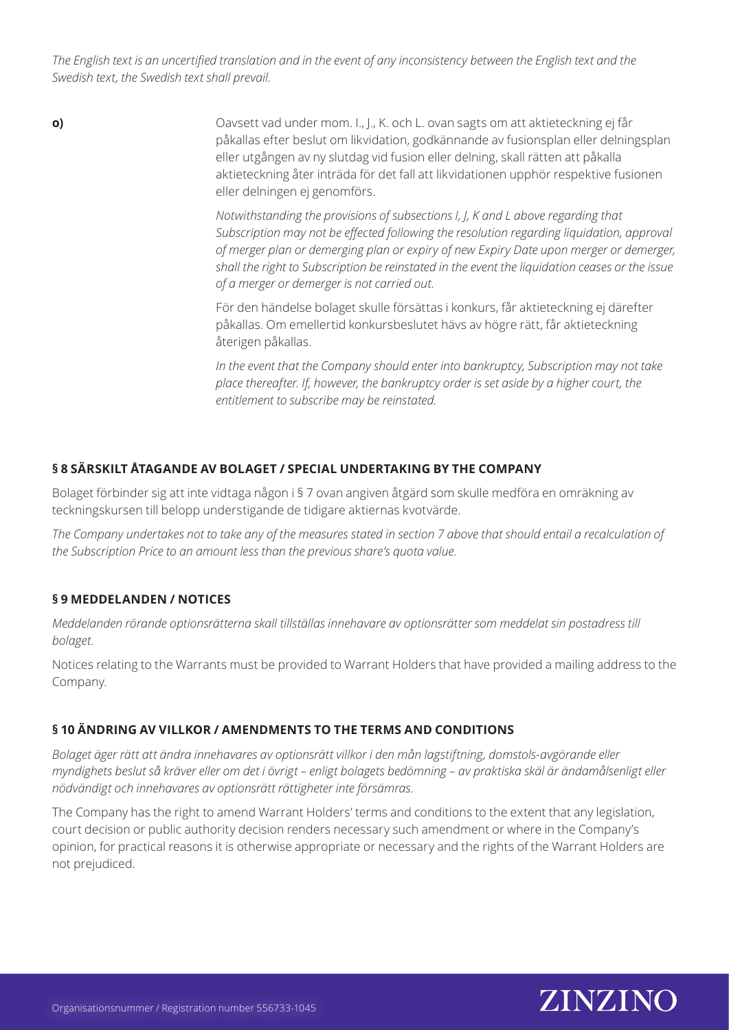*The English text is an uncertified translation and in the event of any inconsistency between the English text and the Swedish text, the Swedish text shall prevail.*

**o)** Oavsett vad under mom. I., J., K. och L. ovan sagts om att aktieteckning ej får påkallas efter beslut om likvidation, godkännande av fusionsplan eller delningsplan eller utgången av ny slutdag vid fusion eller delning, skall rätten att påkalla aktieteckning åter inträda för det fall att likvidationen upphör respektive fusionen eller delningen ej genomförs.

*Notwithstanding the provisions of subsections I, J, K and L above regarding that Subscription may not be effected following the resolution regarding liquidation, approval of merger plan or demerging plan or expiry of new Expiry Date upon merger or demerger, shall the right to Subscription be reinstated in the event the liquidation ceases or the issue of a merger or demerger is not carried out.*

För den händelse bolaget skulle försättas i konkurs, får aktieteckning ej därefter påkallas. Om emellertid konkursbeslutet hävs av högre rätt, får aktieteckning återigen påkallas.

*In the event that the Company should enter into bankruptcy, Subscription may not take place thereafter. If, however, the bankruptcy order is set aside by a higher court, the entitlement to subscribe may be reinstated.*

## § 8 SÄRSKILT ÅTAGANDE AV BOLAGET / SPECIAL UNDERTAKING BY THE COMPANY

Bolaget förbinder sig att inte vidtaga någon i § 7 ovan angiven åtgärd som skulle medföra en omräkning av teckningskursen till belopp understigande de tidigare aktiernas kvotvärde.

*The Company undertakes not to take any of the measures stated in section 7 above that should entail a recalculation of the Subscription Price to an amount less than the previous share's quota value.*

## § 9 MEDDELANDEN / NOTICES

*Meddelanden rörande optionsrätterna skall tillställas innehavare av optionsrätter som meddelat sin postadress till bolaget.*

Notices relating to the Warrants must be provided to Warrant Holders that have provided a mailing address to the Company.

## § 10 ÄNDRING AV VILLKOR / AMENDMENTS TO THE TERMS AND CONDITIONS

*Bolaget äger rätt att ändra innehavares av optionsrätt villkor i den mån lagstiftning, domstols-avgörande eller myndighets beslut så kräver eller om det i övrigt – enligt bolagets bedömning – av praktiska skäl är ändamålsenligt eller nödvändigt och innehavares av optionsrätt rättigheter inte försämras.*

The Company has the right to amend Warrant Holders' terms and conditions to the extent that any legislation, court decision or public authority decision renders necessary such amendment or where in the Company's opinion, for practical reasons it is otherwise appropriate or necessary and the rights of the Warrant Holders are not prejudiced.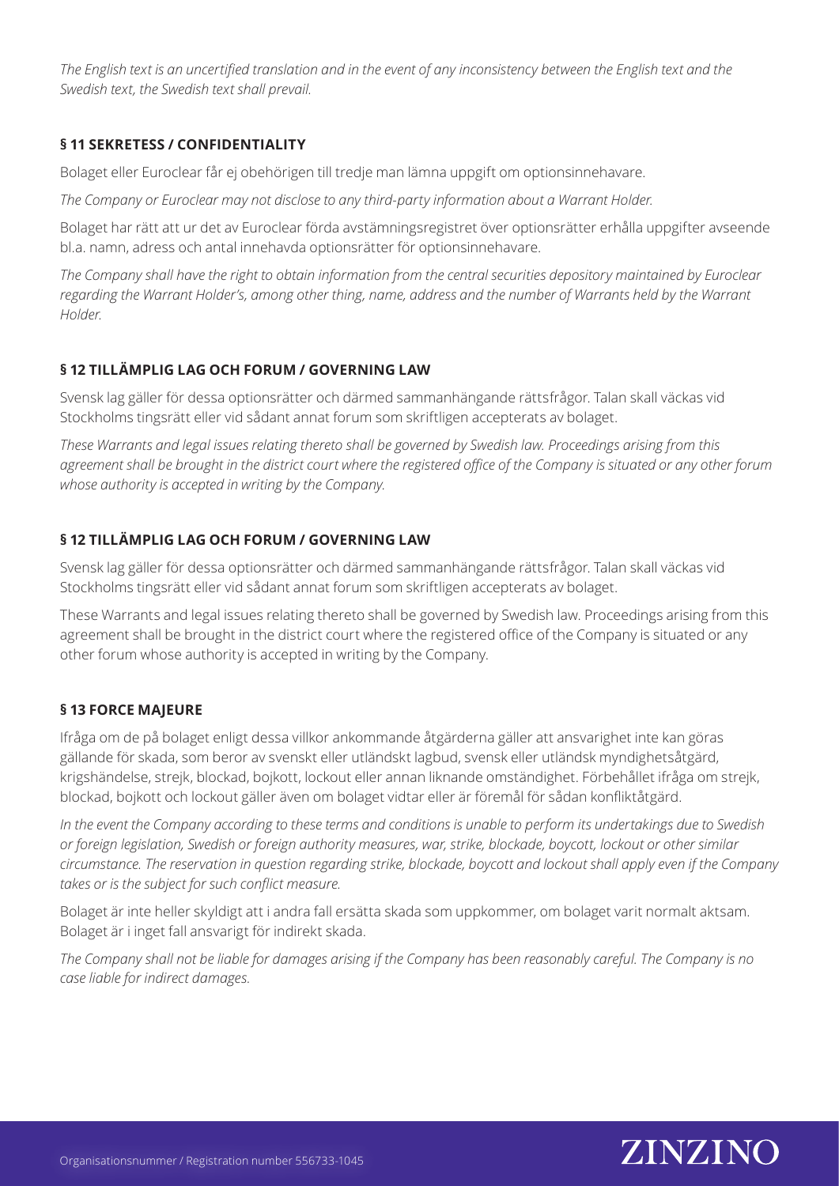*The English text is an uncertified translation and in the event of any inconsistency between the English text and the Swedish text, the Swedish text shall prevail.*

### § 11 SEKRETESS / CONFIDENTIALITY

Bolaget eller Euroclear får ej obehörigen till tredje man lämna uppgift om optionsinnehavare.

*The Company or Euroclear may not disclose to any third-party information about a Warrant Holder.*

Bolaget har rätt att ur det av Euroclear förda avstämningsregistret över optionsrätter erhålla uppgifter avseende bl.a. namn, adress och antal innehavda optionsrätter för optionsinnehavare.

*The Company shall have the right to obtain information from the central securities depository maintained by Euroclear regarding the Warrant Holder's, among other thing, name, address and the number of Warrants held by the Warrant Holder.*

### § 12 TILLÄMPLIG LAG OCH FORUM / GOVERNING LAW

Svensk lag gäller för dessa optionsrätter och därmed sammanhängande rättsfrågor. Talan skall väckas vid Stockholms tingsrätt eller vid sådant annat forum som skriftligen accepterats av bolaget.

*These Warrants and legal issues relating thereto shall be governed by Swedish law. Proceedings arising from this agreement shall be brought in the district court where the registered office of the Company is situated or any other forum whose authority is accepted in writing by the Company.*

### § 12 TILLÄMPLIG LAG OCH FORUM / GOVERNING LAW

Svensk lag gäller för dessa optionsrätter och därmed sammanhängande rättsfrågor. Talan skall väckas vid Stockholms tingsrätt eller vid sådant annat forum som skriftligen accepterats av bolaget.

These Warrants and legal issues relating thereto shall be governed by Swedish law. Proceedings arising from this agreement shall be brought in the district court where the registered office of the Company is situated or any other forum whose authority is accepted in writing by the Company.

### § 13 FORCE MAJEURE

Ifråga om de på bolaget enligt dessa villkor ankommande åtgärderna gäller att ansvarighet inte kan göras gällande för skada, som beror av svenskt eller utländskt lagbud, svensk eller utländsk myndighetsåtgärd, krigshändelse, strejk, blockad, bojkott, lockout eller annan liknande omständighet. Förbehållet ifråga om strejk, blockad, bojkott och lockout gäller även om bolaget vidtar eller är föremål för sådan konfliktåtgärd.

*In the event the Company according to these terms and conditions is unable to perform its undertakings due to Swedish or foreign legislation, Swedish or foreign authority measures, war, strike, blockade, boycott, lockout or other similar circumstance. The reservation in question regarding strike, blockade, boycott and lockout shall apply even if the Company takes or is the subject for such conflict measure.*

Bolaget är inte heller skyldigt att i andra fall ersätta skada som uppkommer, om bolaget varit normalt aktsam. Bolaget är i inget fall ansvarigt för indirekt skada.

*The Company shall not be liable for damages arising if the Company has been reasonably careful. The Company is no case liable for indirect damages.*

Organisationsnummer / Registration number 556733-1045

ZINZINO